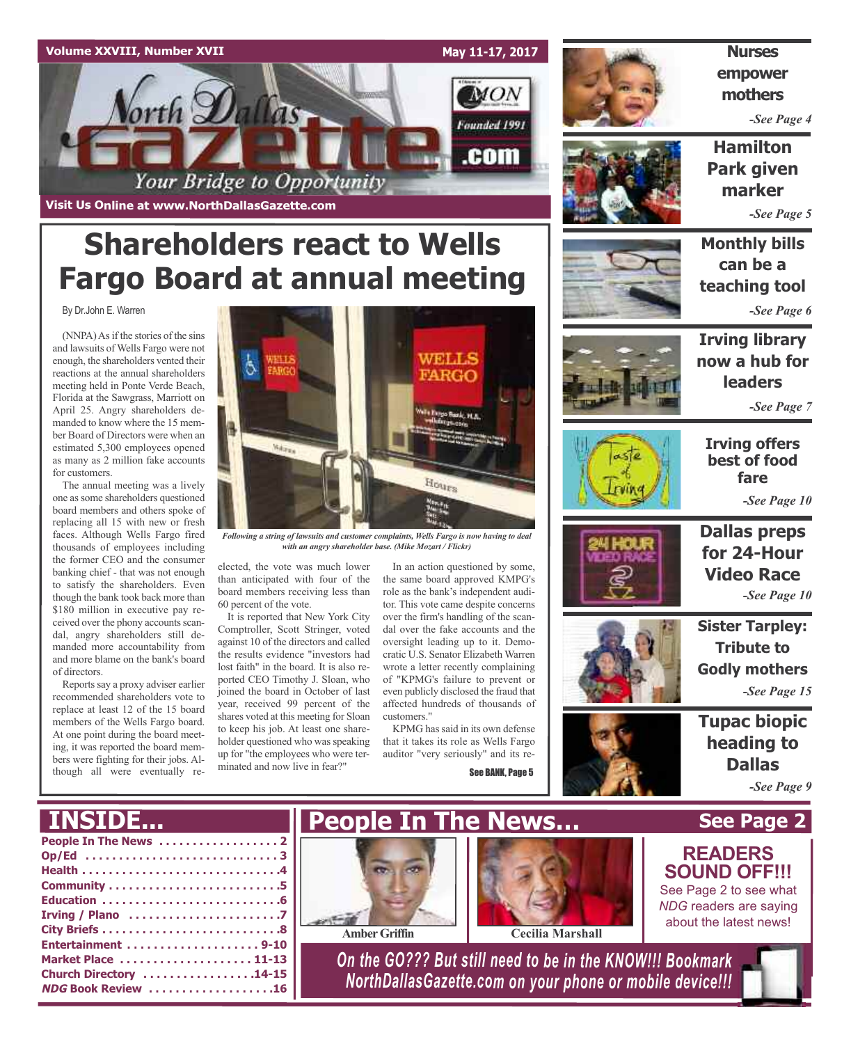Volume XXVIII, Number XVII

May 11-17, 2017

# North Dallas Gazette

Your Bridge to Opportunity

Founded 1991

Visit Us Online at www.NorthDallasGazette.com

# Shareholders react to Wells Fargo Board at annual meeting

By Dr.John E. Warren

(NNPA) As if the stories of the sins and lawsuits of Wells Fargo were not enough, the shareholders vented their reactions at the annual shareholders meeting held in Ponte Verde Beach, Florida at the Sawgrass, Marriott on April 25. Angry shareholders demanded to know where the 15 member Board of Directors were when an estimated 5,300 employees opened as many as 2 million fake accounts for customers.

The annual meeting was a lively one as some shareholders questioned board members and others spoke of replacing all 15 with new or fresh faces. Although Wells Fargo fired thousands of employees including the former CEO and the consumer banking chief - that was not enough to satisfy the shareholders. Even though the bank took back more than $180 million in executive pay received over the phony accounts scandal, angry shareholders still demanded more accountability from and more blame on the bank's board of directors.

Reports say a proxy adviser earlier recommended shareholders vote to replace at least 12 of the 15 board members of the Wells Fargo board. At one point during the board meeting, it was reported the board members were fighting for their jobs. Although all were eventually re-elected, the vote was much lower than anticipated with four of the board members receiving less than 60 percent of the vote.

*Following a string of lawsuits and customer complaints, Wells Fargo is now having to deal with an angry shareholder base. (Mike Mozart / Flickr)*

It is reported that New York City Comptroller, Scott Stringer, voted against 10 of the directors and called the results evidence "investors had lost faith" in the board. It is also reported CEO Timothy J. Sloan, who joined the board in October of last year, received 99 percent of the shares voted at this meeting for Sloan to keep his job. At least one shareholder questioned who was speaking up for "the employees who were terminated and now live in fear?"

In an action questioned by some, the same board approved KMPG's role as the bank's independent auditor. This vote came despite concerns over the firm's handling of the scandal over the fake accounts and the oversight leading up to it. Democratic U.S. Senator Elizabeth Warren wrote a letter recently complaining of "KPMG's failure to prevent or even publicly disclosed the fraud that affected hundreds of thousands of customers."

KPMG has said in its own defense that it takes its role as Wells Fargo auditor "very seriously" and its re-

See BANK, Page 5

**Nurses empower mothers**
*-See Page 4*

**Hamilton Park given marker**
*-See Page 5*

**Monthly bills can be a teaching tool**
*-See Page 6*

**Irving library now a hub for leaders**
*-See Page 7*

**Irving offers best of food fare**
*-See Page 10*

**Dallas preps for 24-Hour Video Race**
*-See Page 10*

**Sister Tarpley: Tribute to Godly mothers**
*-See Page 15*

**Tupac biopic heading to Dallas**
*-See Page 9*

## INSIDE...

- People In The News . . . . . . . . . . . . . . . . . 2
- Op/Ed . . . . . . . . . . . . . . . . . . . . . . . . . . . . 3
- Health . . . . . . . . . . . . . . . . . . . . . . . . . . . . .4
- Community . . . . . . . . . . . . . . . . . . . . . . . . .5
- Education . . . . . . . . . . . . . . . . . . . . . . . . . .6
- Irving / Plano . . . . . . . . . . . . . . . . . . . . . .7
- City Briefs . . . . . . . . . . . . . . . . . . . . . . . . . .8
- Entertainment . . . . . . . . . . . . . . . . . . . 9-10
- Market Place . . . . . . . . . . . . . . . . . . . 11-13
- Church Directory . . . . . . . . . . . . . . . .14-15
- *NDG* Book Review . . . . . . . . . . . . . . . . . .16

## People In The News... See Page 2

Amber Griffin

Cecilia Marshall

**READERS SOUND OFF!!!**

See Page 2 to see what *NDG* readers are saying about the latest news!

*On the GO??? But still need to be in the KNOW!!! Bookmark NorthDallasGazette.com on your phone or mobile device!!!*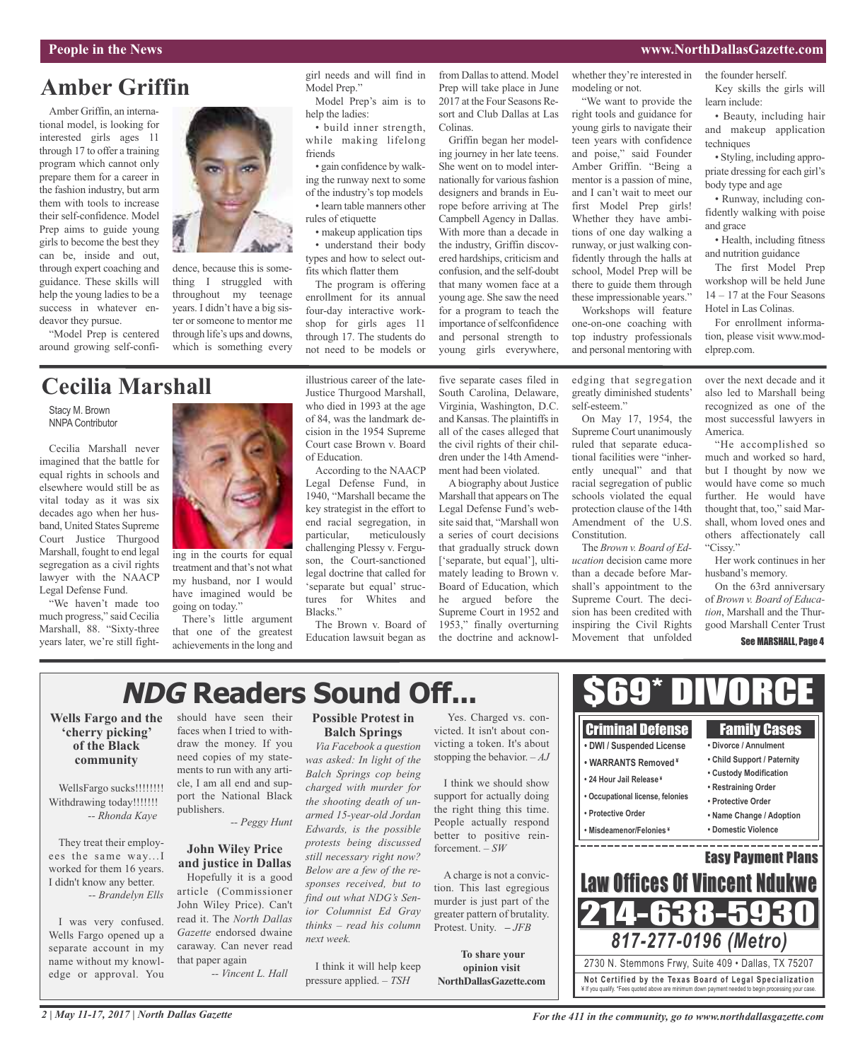## Amber Griffin

Amber Griffin, an international model, is looking for interested girls ages 11 through 17 to offer a training program which cannot only prepare them for a career in the fashion industry, but arm them with tools to increase their self-confidence. Model Prep aims to guide young girls to become the best they can be, inside and out, through expert coaching and guidance. These skills will help the young ladies to be a success in whatever endeavor they pursue.

"Model Prep is centered around growing self-confidence, because this is something I struggled with throughout my teenage years. I didn't have a big sister or someone to mentor me through life's ups and downs, which is something every girl needs and will find in Model Prep."

Model Prep's aim is to help the ladies:

- build inner strength, while making lifelong friends
- gain confidence by walking the runway next to some of the industry's top models
- learn table manners other rules of etiquette
- makeup application tips
- understand their body types and how to select outfits which flatter them

The program is offering enrollment for its annual four-day interactive workshop for girls ages 11 through 17. The students do not need to be models or from Dallas to attend. Model Prep will take place in June 2017 at the Four Seasons Resort and Club Dallas at Las Colinas.

Griffin began her modeling journey in her late teens. She went on to model internationally for various fashion designers and brands in Europe before arriving at The Campbell Agency in Dallas. With more than a decade in the industry, Griffin discovered hardships, criticism and confusion, and the self-doubt that many women face at a young age. She saw the need for a program to teach the importance of selfconfidence and personal strength to young girls everywhere, whether they're interested in modeling or not.

"We want to provide the right tools and guidance for young girls to navigate their teen years with confidence and poise," said Founder Amber Griffin. "Being a mentor is a passion of mine, and I can't wait to meet our first Model Prep girls! Whether they have ambitions of one day walking a runway, or just walking confidently through the halls at school, Model Prep will be there to guide them through these impressionable years."

Workshops will feature one-on-one coaching with top industry professionals and personal mentoring with the founder herself.

Key skills the girls will learn include:

- Beauty, including hair and makeup application techniques
- Styling, including appropriate dressing for each girl's body type and age
- Runway, including confidently walking with poise and grace
- Health, including fitness and nutrition guidance

The first Model Prep workshop will be held June 14 – 17 at the Four Seasons Hotel in Las Colinas.

For enrollment information, please visit www.modelprep.com.

## Cecilia Marshall

Stacy M. Brown
NNPA Contributor

Cecilia Marshall never imagined that the battle for equal rights in schools and elsewhere would still be as vital today as it was six decades ago when her husband, United States Supreme Court Justice Thurgood Marshall, fought to end legal segregation as a civil rights lawyer with the NAACP Legal Defense Fund.

"We haven't made too much progress," said Cecilia Marshall, 88. "Sixty-three years later, we're still fighting in the courts for equal treatment and that's not what my husband, nor I would have imagined would be going on today."

There's little argument that one of the greatest achievements in the long and illustrious career of the late-Justice Thurgood Marshall, who died in 1993 at the age of 84, was the landmark decision in the 1954 Supreme Court case Brown v. Board of Education.

According to the NAACP Legal Defense Fund, in 1940, "Marshall became the key strategist in the effort to end racial segregation, in particular, meticulously challenging Plessy v. Ferguson, the Court-sanctioned legal doctrine that called for 'separate but equal' structures for Whites and Blacks."

The Brown v. Board of Education lawsuit began as five separate cases filed in South Carolina, Delaware, Virginia, Washington, D.C. and Kansas. The plaintiffs in all of the cases alleged that the civil rights of their children under the 14th Amendment had been violated.

A biography about Justice Marshall that appears on The Legal Defense Fund's website said that, "Marshall won a series of court decisions that gradually struck down ['separate, but equal'], ultimately leading to Brown v. Board of Education, which he argued before the Supreme Court in 1952 and 1953," finally overturning the doctrine and acknowledging that segregation greatly diminished students' self-esteem."

On May 17, 1954, the Supreme Court unanimously ruled that separate educational facilities were "inherently unequal" and that racial segregation of public schools violated the equal protection clause of the 14th Amendment of the U.S. Constitution.

The *Brown v. Board of Education* decision came more than a decade before Marshall's appointment to the Supreme Court. The decision has been credited with inspiring the Civil Rights Movement that unfolded over the next decade and it also led to Marshall being recognized as one of the most successful lawyers in America.

"He accomplished so much and worked so hard, but I thought by now we would have come so much further. He would have thought that, too," said Marshall, whom loved ones and others affectionately call "Cissy."

Her work continues in her husband's memory.

On the 63rd anniversary of *Brown v. Board of Education*, Marshall and the Thurgood Marshall Center Trust

**See MARSHALL, Page 4**

## *NDG* Readers Sound Off...

### Wells Fargo and the 'cherry picking' of the Black community

WellsFargo sucks!!!!!!!! Withdrawing today!!!!!!!
*-- Rhonda Kaye*

They treat their employees the same way…I worked for them 16 years. I didn't know any better.
*-- Brandelyn Ells*

I was very confused. Wells Fargo opened up a separate account in my name without my knowledge or approval. You should have seen their faces when I tried to withdraw the money. If you need copies of my statements to run with any article, I am all end and support the National Black publishers.
*-- Peggy Hunt*

### John Wiley Price and justice in Dallas

Hopefully it is a good article (Commissioner John Wiley Price). Can't read it. The *North Dallas Gazette* endorsed dwaine caraway. Can never read that paper again
*-- Vincent L. Hall*

### Possible Protest in Balch Springs

*Via Facebook a question was asked: In light of the Balch Springs cop being charged with murder for the shooting death of unarmed 15-year-old Jordan Edwards, is the possible protests being discussed still necessary right now? Below are a few of the responses received, but to find out what NDG's Senior Columnist Ed Gray thinks – read his column next week.*

I think it will help keep pressure applied. *– TSH*

Yes. Charged vs. convicted. It isn't about convicting a token. It's about stopping the behavior. *– AJ*

I think we should show support for actually doing the right thing this time. People actually respond better to positive reinforcement. *– SW*

A charge is not a conviction. This last egregious murder is just part of the greater pattern of brutality. Protest. Unity. *– JFB*

**To share your opinion visit NorthDallasGazette.com**

## $69* DIVORCE

**Criminal Defense**
- DWI / Suspended License
- WARRANTS Removed¥
- 24 Hour Jail Release¥
- Occupational license, felonies
- Protective Order
- Misdemeanor/Felonies¥

**Family Cases**
- Divorce / Annulment
- Child Support / Paternity
- Custody Modification
- Restraining Order
- Protective Order
- Name Change / Adoption
- Domestic Violence

**Easy Payment Plans**

**Law Offices Of Vincent Ndukwe**

**214-638-5930**

***817-277-0196 (Metro)***

2730 N. Stemmons Frwy, Suite 409 • Dallas, TX 75207

**Not Certified by the Texas Board of Legal Specialization**
¥ If you qualify. *Fees quoted above are minimum down payment needed to begin processing your case.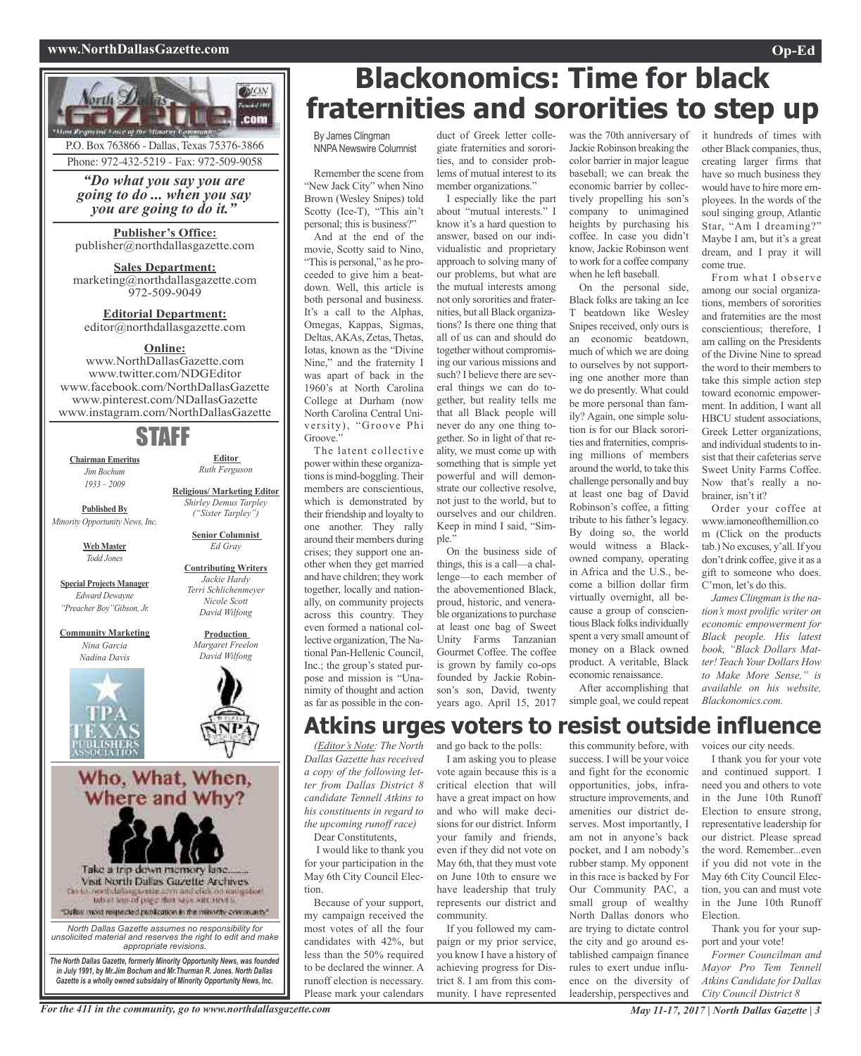P.O. Box 763866 - Dallas, Texas 75376-3866
Phone: 972-432-5219 - Fax: 972-509-9058

*"Do what you say you are going to do ... when you say you are going to do it."*

**Publisher's Office:**
publisher@northdallasgazette.com

**Sales Department:**
marketing@northdallasgazette.com
972-509-9049

**Editorial Department:**
editor@northdallasgazette.com

**Online:**
www.NorthDallasGazette.com
www.twitter.com/NDGEditor
www.facebook.com/NorthDallasGazette
www.pinterest.com/NDallasGazette
www.instagram.com/NorthDallasGazette

## STAFF

**Chairman Emeritus**
*Jim Bochum*
*1933 – 2009*

**Published By**
*Minority Opportunity News, Inc.*

**Web Master**
*Todd Jones*

**Special Projects Manager**
*Edward Dewayne "Preacher Boy" Gibson, Jr.*

**Community Marketing**
*Nina Garcia*
*Nadina Davis*

**Editor**
*Ruth Ferguson*

**Religious/ Marketing Editor**
*Shirley Demus Tarpley ("Sister Tarpley")*

**Senior Columnist**
*Ed Gray*

**Contributing Writers**
*Jackie Hardy*
*Terri Schlichenmeyer*
*Nicole Scott*
*David Wilfong*

**Production**
*Margaret Freelon*
*David Wilfong*

Who, What, When, Where and Why?

Take a trip down memory lane........
Visit North Dallas Gazette Archives

*North Dallas Gazette assumes no responsibility for unsolicited material and reserves the right to edit and make appropriate revisions.*

***The North Dallas Gazette, formerly Minority Opportunity News, was founded in July 1991, by Mr.Jim Bochum and Mr.Thurman R. Jones. North Dallas Gazette is a wholly owned subsidairy of Minority Opportunity News, Inc.***

# Blackonomics: Time for black fraternities and sororities to step up

By James Clingman
NNPA Newswire Columnist

Remember the scene from "New Jack City" when Nino Brown (Wesley Snipes) told Scotty (Ice-T), "This ain't personal; this is business?"

And at the end of the movie, Scotty said to Nino, "This is personal," as he proceeded to give him a beatdown. Well, this article is both personal and business. It's a call to the Alphas, Omegas, Kappas, Sigmas, Deltas, AKAs, Zetas, Thetas, Iotas, known as the "Divine Nine," and the fraternity I was apart of back in the 1960's at North Carolina College at Durham (now North Carolina Central University), "Groove Phi Groove."

The latent collective power within these organizations is mind-boggling. Their members are conscientious, which is demonstrated by their friendship and loyalty to one another. They rally around their members during crises; they support one another when they get married and have children; they work together, locally and nationally, on community projects across this country. They even formed a national collective organization, The National Pan-Hellenic Council, Inc.; the group's stated purpose and mission is "Unanimity of thought and action as far as possible in the conduct of Greek letter collegiate fraternities and sororities, and to consider problems of mutual interest to its member organizations."

I especially like the part about "mutual interests." I know it's a hard question to answer, based on our individualistic and proprietary approach to solving many of our problems, but what are the mutual interests among not only sororities and fraternities, but all Black organizations? Is there one thing that all of us can and should do together without compromising our various missions and such? I believe there are several things we can do together, but reality tells me that all Black people will never do any one thing together. So in light of that reality, we must come up with something that is simple yet powerful and will demonstrate our collective resolve, not just to the world, but to ourselves and our children. Keep in mind I said, "Simple."

On the business side of things, this is a call—a challenge—to each member of the abovementioned Black, proud, historic, and venerable organizations to purchase at least one bag of Sweet Unity Farms Tanzanian Gourmet Coffee. The coffee is grown by family co-ops founded by Jackie Robinson's son, David, twenty years ago. April 15, 2017 was the 70th anniversary of Jackie Robinson breaking the color barrier in major league baseball; we can break the economic barrier by collectively propelling his son's company to unimagined heights by purchasing his coffee. In case you didn't know, Jackie Robinson went to work for a coffee company when he left baseball.

On the personal side, Black folks are taking an Ice T beatdown like Wesley Snipes received, only ours is an economic beatdown, much of which we are doing to ourselves by not supporting one another more than we do presently. What could be more personal than family? Again, one simple solution is for our Black sororities and fraternities, comprising millions of members around the world, to take this challenge personally and buy at least one bag of David Robinson's coffee, a fitting tribute to his father's legacy. By doing so, the world would witness a Black-owned company, operating in Africa and the U.S., become a billion dollar firm virtually overnight, all because a group of conscientious Black folks individually spent a very small amount of money on a Black owned product. A veritable, Black economic renaissance.

After accomplishing that simple goal, we could repeat it hundreds of times with other Black companies, thus, creating larger firms that have so much business they would have to hire more employees. In the words of the soul singing group, Atlantic Star, "Am I dreaming?" Maybe I am, but it's a great dream, and I pray it will come true.

From what I observe among our social organizations, members of sororities and fraternities are the most conscientious; therefore, I am calling on the Presidents of the Divine Nine to spread the word to their members to take this simple action step toward economic empowerment. In addition, I want all HBCU student associations, Greek Letter organizations, and individual students to insist that their cafeterias serve Sweet Unity Farms Coffee. Now that's really a no-brainer, isn't it?

Order your coffee at www.iamoneofthemillion.com (Click on the products tab.) No excuses, y'all. If you don't drink coffee, give it as a gift to someone who does. C'mon, let's do this.

*James Clingman is the nation's most prolific writer on economic empowerment for Black people. His latest book, "Black Dollars Matter! Teach Your Dollars How to Make More Sense," is available on his website, Blackonomics.com.*

# Atkins urges voters to resist outside influence

*(Editor's Note: The North Dallas Gazette has received a copy of the following letter from Dallas District 8 candidate Tennell Atkins to his constituents in regard to the upcoming runoff race)*

Dear Constitutents,

I would like to thank you for your participation in the May 6th City Council Election.

Because of your support, my campaign received the most votes of all the four candidates with 42%, but less than the 50% required to be declared the winner. A runoff election is necessary. Please mark your calendars and go back to the polls:

I am asking you to please vote again because this is a critical election that will have a great impact on how and who will make decisions for our district. Inform your family and friends, even if they did not vote on May 6th, that they must vote on June 10th to ensure we have leadership that truly represents our district and community.

If you followed my campaign or my prior service, you know I have a history of achieving progress for District 8. I am from this community. I have represented this community before, with success. I will be your voice and fight for the economic opportunities, jobs, infrastructure improvements, and amenities our district deserves. Most importantly, I am not in anyone's back pocket, and I am nobody's rubber stamp. My opponent in this race is backed by For Our Community PAC, a small group of wealthy North Dallas donors who are trying to dictate control the city and go around established campaign finance rules to exert undue influence on the diversity of leadership, perspectives and voices our city needs.

I thank you for your vote and continued support. I need you and others to vote in the June 10th Runoff Election to ensure strong, representative leadership for our district. Please spread the word. Remember...even if you did not vote in the May 6th City Council Election, you can and must vote in the June 10th Runoff Election.

Thank you for your support and your vote!

*Former Councilman and Mayor Pro Tem Tennell Atkins Candidate for Dallas City Council District 8*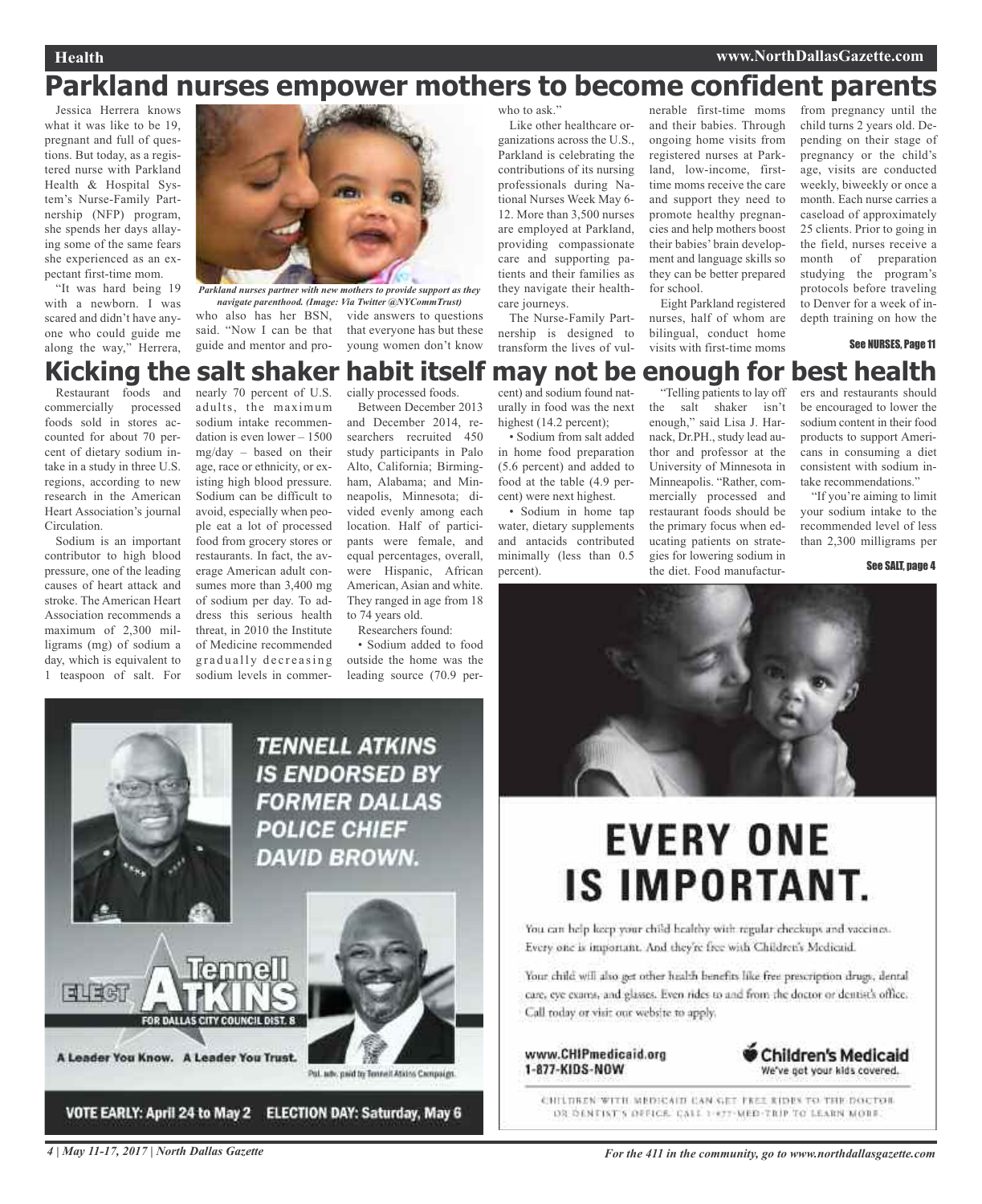# Parkland nurses empower mothers to become confident parents

*Parkland nurses partner with new mothers to provide support as they navigate parenthood. (Image: Via Twitter @NYCommTrust)*

Jessica Herrera knows what it was like to be 19, pregnant and full of questions. But today, as a registered nurse with Parkland Health & Hospital System's Nurse-Family Partnership (NFP) program, she spends her days allaying some of the same fears she experienced as an expectant first-time mom.

"It was hard being 19 with a newborn. I was scared and didn't have anyone who could guide me along the way," Herrera, who also has her BSN, said. "Now I can be that guide and mentor and provide answers to questions that everyone has but these young women don't know who to ask."

Like other healthcare organizations across the U.S., Parkland is celebrating the contributions of its nursing professionals during National Nurses Week May 6-12. More than 3,500 nurses are employed at Parkland, providing compassionate care and supporting patients and their families as they navigate their healthcare journeys.

The Nurse-Family Partnership is designed to transform the lives of vulnerable first-time moms and their babies. Through ongoing home visits from registered nurses at Parkland, low-income, first-time moms receive the care and support they need to promote healthy pregnancies and help mothers boost their babies' brain development and language skills so they can be better prepared for school.

Eight Parkland registered nurses, half of whom are bilingual, conduct home visits with first-time moms from pregnancy until the child turns 2 years old. Depending on their stage of pregnancy or the child's age, visits are conducted weekly, biweekly or once a month. Each nurse carries a caseload of approximately 25 clients. Prior to going in the field, nurses receive a month of preparation studying the program's protocols before traveling to Denver for a week of in-depth training on how the

**See NURSES, Page 11**

# Kicking the salt shaker habit itself may not be enough for best health

Restaurant foods and commercially processed foods sold in stores accounted for about 70 percent of dietary sodium intake in a study in three U.S. regions, according to new research in the American Heart Association's journal Circulation.

Sodium is an important contributor to high blood pressure, one of the leading causes of heart attack and stroke. The American Heart Association recommends a maximum of 2,300 milligrams (mg) of sodium a day, which is equivalent to 1 teaspoon of salt. For nearly 70 percent of U.S. adults, the maximum sodium intake recommendation is even lower – 1500 mg/day – based on their age, race or ethnicity, or existing high blood pressure. Sodium can be difficult to avoid, especially when people eat a lot of processed food from grocery stores or restaurants. In fact, the average American adult consumes more than 3,400 mg of sodium per day. To address this serious health threat, in 2010 the Institute of Medicine recommended gradually decreasing sodium levels in commercially processed foods.

Between December 2013 and December 2014, researchers recruited 450 study participants in Palo Alto, California; Birmingham, Alabama; and Minneapolis, Minnesota; divided evenly among each location. Half of participants were female, and equal percentages, overall, were Hispanic, African American, Asian and white. They ranged in age from 18 to 74 years old.

Researchers found:

- Sodium added to food outside the home was the leading source (70.9 percent) and sodium found naturally in food was the next highest (14.2 percent);
- Sodium from salt added in home food preparation (5.6 percent) and added to food at the table (4.9 percent) were next highest.
- Sodium in home tap water, dietary supplements and antacids contributed minimally (less than 0.5 percent).

"Telling patients to lay off the salt shaker isn't enough," said Lisa J. Harnack, Dr.PH., study lead author and professor at the University of Minnesota in Minneapolis. "Rather, commercially processed and restaurant foods should be the primary focus when educating patients on strategies for lowering sodium in the diet. Food manufacturers and restaurants should be encouraged to lower the sodium content in their food products to support Americans in consuming a diet consistent with sodium intake recommendations."

"If you're aiming to limit your sodium intake to the recommended level of less than 2,300 milligrams per

**See SALT, page 4**

TENNELL ATKINS IS ENDORSED BY FORMER DALLAS POLICE CHIEF DAVID BROWN.

ELECT Tennell ATKINS FOR DALLAS CITY COUNCIL DIST. 8

A Leader You Know. A Leader You Trust.

Pol. adv. paid by Tennell Atkins Campaign.

VOTE EARLY: April 24 to May 2 ELECTION DAY: Saturday, May 6

EVERY ONE IS IMPORTANT.

You can help keep your child healthy with regular checkups and vaccines. Every one is important. And they're free with Children's Medicaid.

Your child will also get other health benefits like free prescription drugs, dental care, eye exams, and glasses. Even rides to and from the doctor or dentist's office. Call today or visit our website to apply.

www.CHIPmedicaid.org
1-877-KIDS-NOW

Children's Medicaid
We've got your kids covered.

CHILDREN WITH MEDICAID CAN GET FREE RIDES TO THE DOCTOR OR DENTIST'S OFFICE. CALL 1-877-MED-TRIP TO LEARN MORE.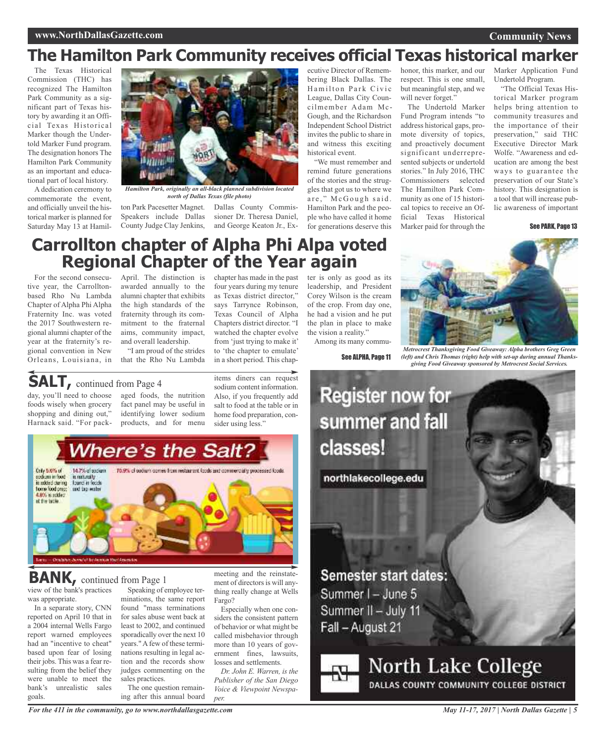# The Hamilton Park Community receives official Texas historical marker

The Texas Historical Commission (THC) has recognized The Hamilton Park Community as a significant part of Texas history by awarding it an Official Texas Historical Marker though the Undertold Marker Fund program. The designation honors The Hamilton Park Community as an important and educational part of local history.

A dedication ceremony to commemorate the event, and officially unveil the historical marker is planned for Saturday May 13 at Hamilton Park Pacesetter Magnet. Speakers include Dallas County Judge Clay Jenkins, Dallas County Commissioner Dr. Theresa Daniel, and George Keaton Jr., Executive Director of Remembering Black Dallas. The Hamilton Park Civic League, Dallas City Councilmember Adam McGough, and the Richardson Independent School District invites the public to share in and witness this exciting historical event.

*Hamilton Park, originally an all-black planned subdivision located north of Dallas Texas (file photo)*

"We must remember and remind future generations of the stories and the struggles that got us to where we are," McGough said. Hamilton Park and the people who have called it home for generations deserve this honor, this marker, and our respect. This is one small, but meaningful step, and we will never forget."

The Undertold Marker Fund Program intends "to address historical gaps, promote diversity of topics, and proactively document significant underrepresented subjects or undertold stories." In July 2016, THC Commissioners selected The Hamilton Park Community as one of 15 historical topics to receive an Official Texas Historical Marker paid for through the Marker Application Fund Undertold Program.

"The Official Texas Historical Marker program helps bring attention to community treasures and the importance of their preservation," said THC Executive Director Mark Wolfe. "Awareness and education are among the best ways to guarantee the preservation of our State's history. This designation is a tool that will increase public awareness of important

See PARK, Page 13

# Carrollton chapter of Alpha Phi Alpa voted Regional Chapter of the Year again

For the second consecutive year, the Carrollton-based Rho Nu Lambda Chapter of Alpha Phi Alpha Fraternity Inc. was voted the 2017 Southwestern regional alumni chapter of the year at the fraternity's regional convention in New Orleans, Louisiana, in April. The distinction is awarded annually to the alumni chapter that exhibits the high standards of the fraternity through its commitment to the fraternal aims, community impact, and overall leadership.

"I am proud of the strides that the Rho Nu Lambda chapter has made in the past four years during my tenure as Texas district director," says Tarrynce Robinson, Texas Council of Alpha Chapters district director. "I watched the chapter evolve from 'just trying to make it' to 'the chapter to emulate' in a short period. This chapter is only as good as its leadership, and President Corey Wilson is the cream of the crop. From day one, he had a vision and he put the plan in place to make the vision a reality."

Among its many commu-

See ALPHA, Page 11

*Metrocrest Thanksgiving Food Giveaway: Alpha brothers Greg Green (left) and Chris Thomas (right) help with set-up during annual Thanksgiving Food Giveaway sponsored by Metrocrest Social Services.*

## SALT, continued from Page 4

day, you'll need to choose foods wisely when grocery shopping and dining out," Harnack said. "For packaged foods, the nutrition fact panel may be useful in identifying lower sodium products, and for menu items diners can request sodium content information. Also, if you frequently add salt to food at the table or in home food preparation, consider using less."

Where's the Salt?

Only 5.6% of sodium in food is added during home food prep; 4.9% is added at the table.

14.7% of sodium is naturally found in foods and tap water

70.9% of sodium comes from restaurant foods and commercially processed foods.

Source — Circulation, Journal of the American Heart Association

## BANK, continued from Page 1

view of the bank's practices was appropriate.

In a separate story, CNN reported on April 10 that in a 2004 internal Wells Fargo report warned employees had an "incentive to cheat" based upon fear of losing their jobs. This was a fear resulting from the belief they were unable to meet the bank's unrealistic sales goals.

Speaking of employee terminations, the same report found "mass terminations for sales abuse went back at least to 2002, and continued sporadically over the next 10 years." A few of these terminations resulting in legal action and the records show judges commenting on the sales practices.

The one question remaining after this annual board meeting and the reinstatement of directors is will anything really change at Wells Fargo?

Especially when one considers the consistent pattern of behavior or what might be called misbehavior through more than 10 years of government fines, lawsuits, losses and settlements.

*Dr. John E. Warren, is the Publisher of the San Diego Voice & Viewpoint Newspaper.*

Register now for summer and fall classes!

northlakecollege.edu

Semester start dates:
Summer I – June 5
Summer II – July 11
Fall – August 21

North Lake College
DALLAS COUNTY COMMUNITY COLLEGE DISTRICT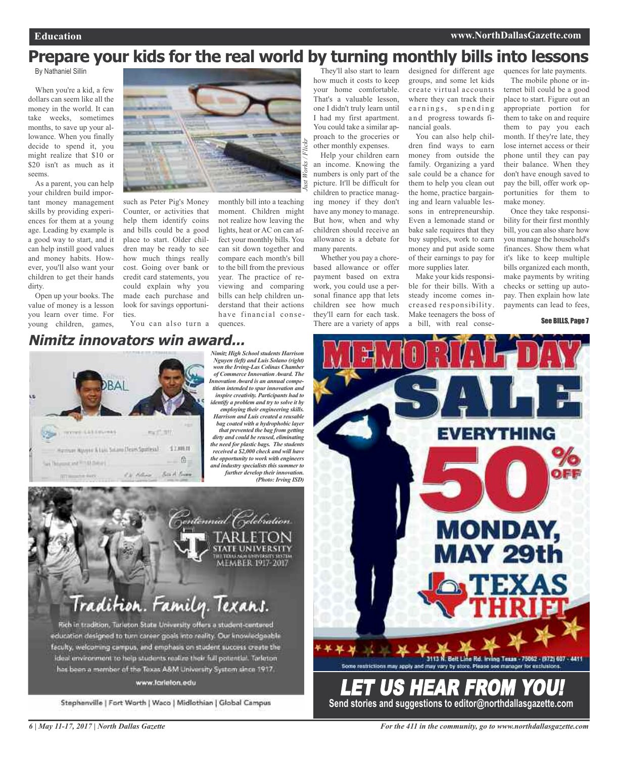# Prepare your kids for the real world by turning monthly bills into lessons

By Nathaniel Sillin

When you're a kid, a few dollars can seem like all the money in the world. It can take weeks, sometimes months, to save up your allowance. When you finally decide to spend it, you might realize that $10 or $20 isn't as much as it seems.

As a parent, you can help your children build important money management skills by providing experiences for them at a young age. Leading by example is a good way to start, and it can help instill good values and money habits. However, you'll also want your children to get their hands dirty.

Open up your books. The value of money is a lesson you learn over time. For young children, games, such as Peter Pig's Money Counter, or activities that help them identify coins and bills could be a good place to start. Older children may be ready to see how much things really cost. Going over bank or credit card statements, you could explain why you made each purchase and look for savings opportunities.

You can also turn a monthly bill into a teaching moment. Children might not realize how leaving the lights, heat or AC on can affect your monthly bills. You can sit down together and compare each month's bill to the bill from the previous year. The practice of reviewing and comparing bills can help children understand that their actions have financial consequences.

They'll also start to learn how much it costs to keep your home comfortable. That's a valuable lesson, one I didn't truly learn until I had my first apartment. You could take a similar approach to the groceries or other monthly expenses.

Help your children earn an income. Knowing the numbers is only part of the picture. It'll be difficult for children to practice managing money if they don't have any money to manage. But how, when and why children should receive an allowance is a debate for many parents.

Whether you pay a chore-based allowance or offer payment based on extra work, you could use a personal finance app that lets children see how much they'll earn for each task. There are a variety of apps designed for different age groups, and some let kids create virtual accounts where they can track their earnings, spending and progress towards financial goals.

You can also help children find ways to earn money from outside the family. Organizing a yard sale could be a chance for them to help you clean out the home, practice bargaining and learn valuable lessons in entrepreneurship. Even a lemonade stand or bake sale requires that they buy supplies, work to earn money and put aside some of their earnings to pay for more supplies later.

Make your kids responsible for their bills. With a steady income comes increased responsibility. Make teenagers the boss of a bill, with real consequences for late payments.

The mobile phone or internet bill could be a good place to start. Figure out an appropriate portion for them to take on and require them to pay you each month. If they're late, they lose internet access or their phone until they can pay their balance. When they don't have enough saved to pay the bill, offer work opportunities for them to make money.

Once they take responsibility for their first monthly bill, you can also share how you manage the household's finances. Show them what it's like to keep multiple bills organized each month, make payments by writing checks or setting up autopay. Then explain how late payments can lead to fees,

See BILLS, Page 7

Just Works / Flickr

## Nimitz innovators win award...

*Nimitz High School students Harrison Nguyen (left) and Luis Solano (right) won the Irving-Las Colinas Chamber of Commerce Innovation Award. The Innovation Award is an annual competition intended to spur innovation and inspire creativity. Participants had to identify a problem and try to solve it by employing their engineering skills. Harrison and Luis created a reusable bag coated with a hydrophobic layer that prevented the bag from getting dirty and could be reused, eliminating the need for plastic bags. The students received a $2,000 check and will have the opportunity to work with engineers and industry specialists this summer to further develop their innovation. (Photo: Irving ISD)*

Centennial Celebration
TARLETON STATE UNIVERSITY
THE TEXAS A&M UNIVERSITY SYSTEM MEMBER 1917-2017

Tradition. Family. Texans.

Rich in tradition, Tarleton State University offers a student-centered education designed to turn career goals into reality. Our knowledgeable faculty, welcoming campus, and emphasis on student success create the ideal environment to help students realize their full potential. Tarleton has been a member of the Texas A&M University System since 1917.

www.tarleton.edu

Stephenville | Fort Worth | Waco | Midlothian | Global Campus

MEMORIAL DAY SALE
EVERYTHING 50% OFF
MONDAY, MAY 29th
TEXAS THRIFT
3113 N. Belt Line Rd. Irving Texas - 75062 - (972) 607 - 4411
Some restrictions may apply and may vary by store. Please see manager for exclusions.

## LET US HEAR FROM YOU!

Send stories and suggestions to editor@northdallasgazette.com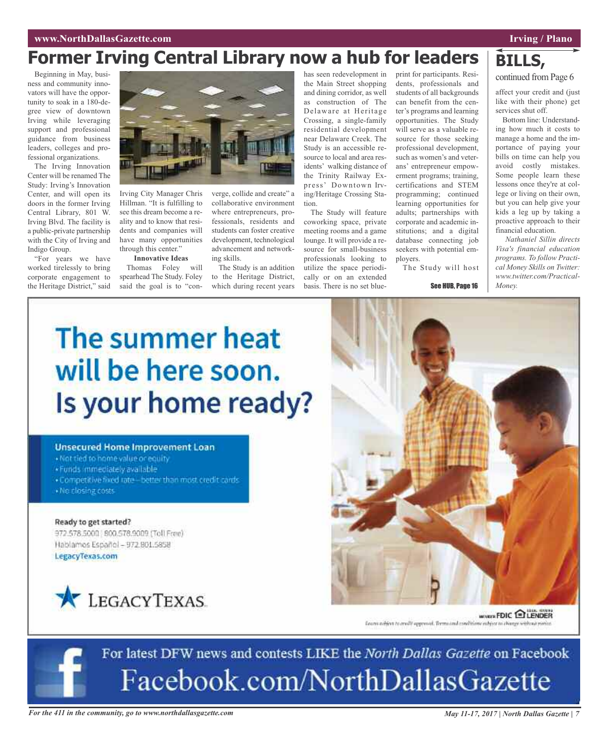# Former Irving Central Library now a hub for leaders

Beginning in May, business and community innovators will have the opportunity to soak in a 180-degree view of downtown Irving while leveraging support and professional guidance from business leaders, colleges and professional organizations.

The Irving Innovation Center will be renamed The Study: Irving's Innovation Center, and will open its doors in the former Irving Central Library, 801 W. Irving Blvd. The facility is a public-private partnership with the City of Irving and Indigo Group.

"For years we have worked tirelessly to bring corporate engagement to the Heritage District," said Irving City Manager Chris Hillman. "It is fulfilling to see this dream become a reality and to know that residents and companies will have many opportunities through this center."

**Innovative Ideas**

Thomas Foley will spearhead The Study. Foley said the goal is to "converge, collide and create" a collaborative environment where entrepreneurs, professionals, residents and students can foster creative development, technological advancement and networking skills.

The Study is an addition to the Heritage District, which during recent years has seen redevelopment in the Main Street shopping and dining corridor, as well as construction of The Delaware at Heritage Crossing, a single-family residential development near Delaware Creek. The Study is an accessible resource to local and area residents' walking distance of the Trinity Railway Express' Downtown Irving/Heritage Crossing Station.

The Study will feature coworking space, private meeting rooms and a game lounge. It will provide a resource for small-business professionals looking to utilize the space periodically or on an extended basis. There is no set blueprint for participants. Residents, professionals and students of all backgrounds can benefit from the center's programs and learning opportunities. The Study will serve as a valuable resource for those seeking professional development, such as women's and veterans' entrepreneur empowerment programs; training, certifications and STEM programming; continued learning opportunities for adults; partnerships with corporate and academic institutions; and a digital database connecting job seekers with potential employers.

The Study will host

See HUB, Page 16

## BILLS,

continued from Page 6

affect your credit and (just like with their phone) get services shut off.

Bottom line: Understanding how much it costs to manage a home and the importance of paying your bills on time can help you avoid costly mistakes. Some people learn these lessons once they're at college or living on their own, but you can help give your kids a leg up by taking a proactive approach to their financial education.

*Nathaniel Sillin directs Visa's financial education programs. To follow Practical Money Skills on Twitter: www.twitter.com/PracticalMoney.*

---

# The summer heat will be here soon. Is your home ready?

**Unsecured Home Improvement Loan**

- Not tied to home value or equity
- Funds immediately available
- Competitive fixed rate—better than most credit cards
- No closing costs

**Ready to get started?**

972.578.5000 | 800.578.9009 (Toll Free)

Hablamos Español – 972.801.5858

**LegacyTexas.com**

LEGACYTEXAS

MEMBER FDIC  EQUAL HOUSING LENDER

Loans subject to credit approval. Terms and conditions subject to change without notice.

---

For latest DFW news and contests LIKE the *North Dallas Gazette* on Facebook

Facebook.com/NorthDallasGazette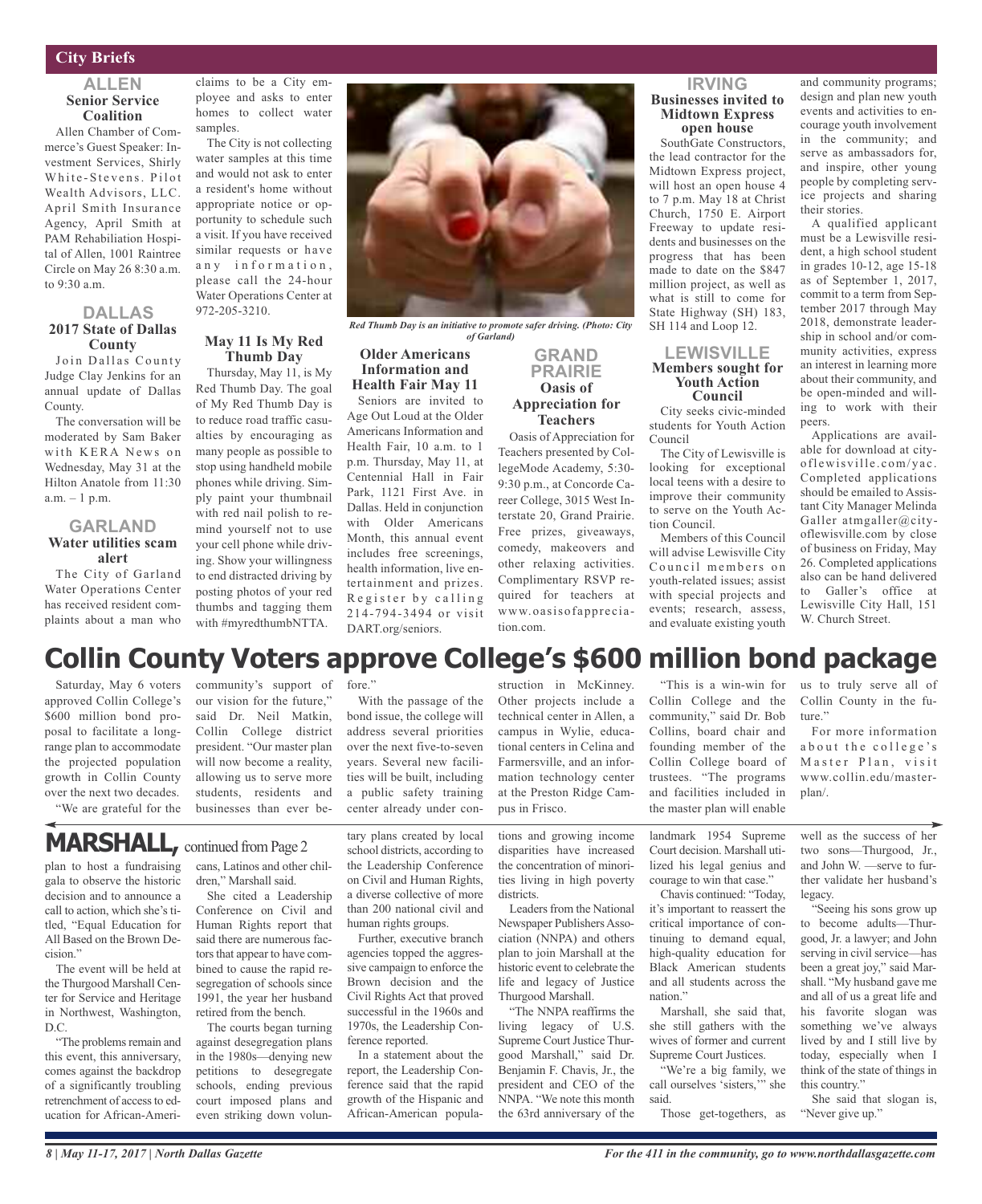## City Briefs

### ALLEN

#### Senior Service Coalition

Allen Chamber of Commerce's Guest Speaker: Investment Services, Shirly White-Stevens. Pilot Wealth Advisors, LLC. April Smith Insurance Agency, April Smith at PAM Rehabiliation Hospital of Allen, 1001 Raintree Circle on May 26 8:30 a.m. to 9:30 a.m.

### DALLAS

#### 2017 State of Dallas County

Join Dallas County Judge Clay Jenkins for an annual update of Dallas County.

The conversation will be moderated by Sam Baker with KERA News on Wednesday, May 31 at the Hilton Anatole from 11:30 a.m. – 1 p.m.

### GARLAND

#### Water utilities scam alert

The City of Garland Water Operations Center has received resident complaints about a man who claims to be a City employee and asks to enter homes to collect water samples.

The City is not collecting water samples at this time and would not ask to enter a resident's home without appropriate notice or opportunity to schedule such a visit. If you have received similar requests or have any information, please call the 24-hour Water Operations Center at 972-205-3210.

#### May 11 Is My Red Thumb Day

Thursday, May 11, is My Red Thumb Day. The goal of My Red Thumb Day is to reduce road traffic casualties by encouraging as many people as possible to stop using handheld mobile phones while driving. Simply paint your thumbnail with red nail polish to remind yourself not to use your cell phone while driving. Show your willingness to end distracted driving by posting photos of your red thumbs and tagging them with #myredthumbNTTA.

*Red Thumb Day is an initiative to promote safer driving. (Photo: City of Garland)*

#### Older Americans Information and Health Fair May 11

Seniors are invited to Age Out Loud at the Older Americans Information and Health Fair, 10 a.m. to 1 p.m. Thursday, May 11, at Centennial Hall in Fair Park, 1121 First Ave. in Dallas. Held in conjunction with Older Americans Month, this annual event includes free screenings, health information, live entertainment and prizes. Register by calling 214-794-3494 or visit DART.org/seniors.

### GRAND PRAIRIE

#### Oasis of Appreciation for Teachers

Oasis of Appreciation for Teachers presented by CollegeMode Academy, 5:30-9:30 p.m., at Concorde Career College, 3015 West Interstate 20, Grand Prairie. Free prizes, giveaways, comedy, makeovers and other relaxing activities. Complimentary RSVP required for teachers at www.oasisofappreciation.com.

### IRVING

#### Businesses invited to Midtown Express open house

SouthGate Constructors, the lead contractor for the Midtown Express project, will host an open house 4 to 7 p.m. May 18 at Christ Church, 1750 E. Airport Freeway to update residents and businesses on the progress that has been made to date on the $847 million project, as well as what is still to come for State Highway (SH) 183, SH 114 and Loop 12.

### LEWISVILLE

#### Members sought for Youth Action Council

City seeks civic-minded students for Youth Action Council

The City of Lewisville is looking for exceptional local teens with a desire to improve their community to serve on the Youth Action Council.

Members of this Council will advise Lewisville City Council members on youth-related issues; assist with special projects and events; research, assess, and evaluate existing youth and community programs; design and plan new youth events and activities to encourage youth involvement in the community; and serve as ambassadors for, and inspire, other young people by completing service projects and sharing their stories.

A qualified applicant must be a Lewisville resident, a high school student in grades 10-12, age 15-18 as of September 1, 2017, commit to a term from September 2017 through May 2018, demonstrate leadership in school and/or community activities, express an interest in learning more about their community, and be open-minded and willing to work with their peers.

Applications are available for download at cityoflewisville.com/yac. Completed applications should be emailed to Assistant City Manager Melinda Galler atmgaller@cityoflewisville.com by close of business on Friday, May 26. Completed applications also can be hand delivered to Galler's office at Lewisville City Hall, 151 W. Church Street.

# Collin County Voters approve College's $600 million bond package

Saturday, May 6 voters approved Collin College's $600 million bond proposal to facilitate a long-range plan to accommodate the projected population growth in Collin County over the next two decades.

"We are grateful for the community's support of our vision for the future," said Dr. Neil Matkin, Collin College district president. "Our master plan will now become a reality, allowing us to serve more students, residents and businesses than ever before."

With the passage of the bond issue, the college will address several priorities over the next five-to-seven years. Several new facilities will be built, including a public safety training center already under construction in McKinney. Other projects include a technical center in Allen, a campus in Wylie, educational centers in Celina and Farmersville, and an information technology center at the Preston Ridge Campus in Frisco.

"This is a win-win for Collin College and the community," said Dr. Bob Collins, board chair and founding member of the Collin College board of trustees. "The programs and facilities included in the master plan will enable us to truly serve all of Collin County in the future."

For more information about the college's Master Plan, visit www.collin.edu/masterplan/.

# MARSHALL, continued from Page 2

plan to host a fundraising gala to observe the historic decision and to announce a call to action, which she's titled, "Equal Education for All Based on the Brown Decision."

The event will be held at the Thurgood Marshall Center for Service and Heritage in Northwest, Washington, D.C.

"The problems remain and this event, this anniversary, comes against the backdrop of a significantly troubling retrenchment of access to education for African-Americans, Latinos and other children," Marshall said.

She cited a Leadership Conference on Civil and Human Rights report that said there are numerous factors that appear to have combined to cause the rapid resegregation of schools since 1991, the year her husband retired from the bench.

The courts began turning against desegregation plans in the 1980s—denying new petitions to desegregate schools, ending previous court imposed plans and even striking down voluntary plans created by local school districts, according to the Leadership Conference on Civil and Human Rights, a diverse collective of more than 200 national civil and human rights groups.

Further, executive branch agencies topped the aggressive campaign to enforce the Brown decision and the Civil Rights Act that proved successful in the 1960s and 1970s, the Leadership Conference reported.

In a statement about the report, the Leadership Conference said that the rapid growth of the Hispanic and African-American populations and growing income disparities have increased the concentration of minorities living in high poverty districts.

Leaders from the National Newspaper Publishers Association (NNPA) and others plan to join Marshall at the historic event to celebrate the life and legacy of Justice Thurgood Marshall.

"The NNPA reaffirms the living legacy of U.S. Supreme Court Justice Thurgood Marshall," said Dr. Benjamin F. Chavis, Jr., the president and CEO of the NNPA. "We note this month the 63rd anniversary of the landmark 1954 Supreme Court decision. Marshall utilized his legal genius and courage to win that case."

Chavis continued: "Today, it's important to reassert the critical importance of continuing to demand equal, high-quality education for Black American students and all students across the nation."

Marshall, she said that, she still gathers with the wives of former and current Supreme Court Justices.

"We're a big family, we call ourselves 'sisters,'" she said.

Those get-togethers, as well as the success of her two sons—Thurgood, Jr., and John W. —serve to further validate her husband's legacy.

"Seeing his sons grow up to become adults—Thurgood, Jr. a lawyer; and John serving in civil service—has been a great joy," said Marshall. "My husband gave me and all of us a great life and his favorite slogan was something we've always lived by and I still live by today, especially when I think of the state of things in this country."

She said that slogan is, "Never give up."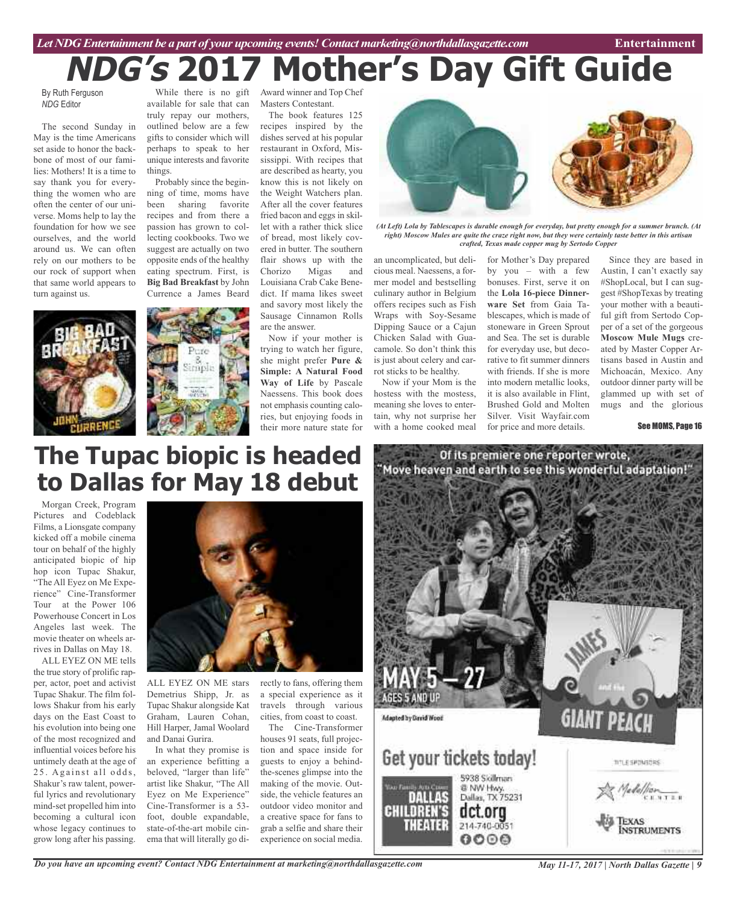# *NDG's* 2017 Mother's Day Gift Guide

By Ruth Ferguson
*NDG* Editor

The second Sunday in May is the time Americans set aside to honor the backbone of most of our families: Mothers! It is a time to say thank you for everything the women who are often the center of our universe. Moms help to lay the foundation for how we see ourselves, and the world around us. We can often rely on our mothers to be our rock of support when that same world appears to turn against us.

While there is no gift available for sale that can truly repay our mothers, outlined below are a few gifts to consider which will perhaps to speak to her unique interests and favorite things.

Probably since the beginning of time, moms have been sharing favorite recipes and from there a passion has grown to collecting cookbooks. Two we suggest are actually on two opposite ends of the healthy eating spectrum. First, is **Big Bad Breakfast** by John Currence a James Beard Award winner and Top Chef Masters Contestant.

The book features 125 recipes inspired by the dishes served at his popular restaurant in Oxford, Mississippi. With recipes that are described as hearty, you know this is not likely on the Weight Watchers plan. After all the cover features fried bacon and eggs in skillet with a rather thick slice of bread, most likely covered in butter. The southern flair shows up with the Chorizo Migas and Louisiana Crab Cake Benedict. If mama likes sweet and savory most likely the Sausage Cinnamon Rolls are the answer.

Now if your mother is trying to watch her figure, she might prefer **Pure & Simple: A Natural Food Way of Life** by Pascale Naessens. This book does not emphasis counting calories, but enjoying foods in their more nature state for an uncomplicated, but delicious meal. Naessens, a former model and bestselling culinary author in Belgium offers recipes such as Fish Wraps with Soy-Sesame Dipping Sauce or a Cajun Chicken Salad with Guacamole. So don't think this is just about celery and carrot sticks to be healthy.

Now if your Mom is the hostess with the mostess, meaning she loves to entertain, why not surprise her with a home cooked meal for Mother's Day prepared by you – with a few bonuses. First, serve it on the **Lola 16-piece Dinnerware Set** from Gaia Tablescapes, which is made of stoneware in Green Sprout and Sea. The set is durable for everyday use, but decorative to fit summer dinners with friends. If she is more into modern metallic looks, it is also available in Flint, Brushed Gold and Molten Silver. Visit Wayfair.com for price and more details.

Since they are based in Austin, I can't exactly say #ShopLocal, but I can suggest #ShopTexas by treating your mother with a beautiful gift from Sertodo Copper of a set of the gorgeous **Moscow Mule Mugs** created by Master Copper Artisans based in Austin and Michoacán, Mexico. Any outdoor dinner party will be glammed up with set of mugs and the glorious

See MOMS, Page 16

*(At Left) Lola by Tablescapes is durable enough for everyday, but pretty enough for a summer brunch. (At right) Moscow Mules are quite the craze right now, but they were certainly taste better in this artisan crafted, Texas made copper mug by Sertodo Copper*

# The Tupac biopic is headed to Dallas for May 18 debut

Morgan Creek, Program Pictures and Codeblack Films, a Lionsgate company kicked off a mobile cinema tour on behalf of the highly anticipated biopic of hip hop icon Tupac Shakur, "The All Eyez on Me Experience" Cine-Transformer Tour at the Power 106 Powerhouse Concert in Los Angeles last week. The movie theater on wheels arrives in Dallas on May 18.

ALL EYEZ ON ME tells the true story of prolific rapper, actor, poet and activist Tupac Shakur. The film follows Shakur from his early days on the East Coast to his evolution into being one of the most recognized and influential voices before his untimely death at the age of 25. Against all odds, Shakur's raw talent, powerful lyrics and revolutionary mind-set propelled him into becoming a cultural icon whose legacy continues to grow long after his passing.

ALL EYEZ ON ME stars Demetrius Shipp, Jr. as Tupac Shakur alongside Kat Graham, Lauren Cohan, Hill Harper, Jamal Woolard and Danai Gurira.

In what they promise is an experience befitting a beloved, "larger than life" artist like Shakur, "The All Eyez on Me Experience" Cine-Transformer is a 53-foot, double expandable, state-of-the-art mobile cinema that will literally go directly to fans, offering them a special experience as it travels through various cities, from coast to coast.

The Cine-Transformer houses 91 seats, full projection and space inside for guests to enjoy a behind-the-scenes glimpse into the making of the movie. Outside, the vehicle features an outdoor video monitor and a creative space for fans to grab a selfie and share their experience on social media.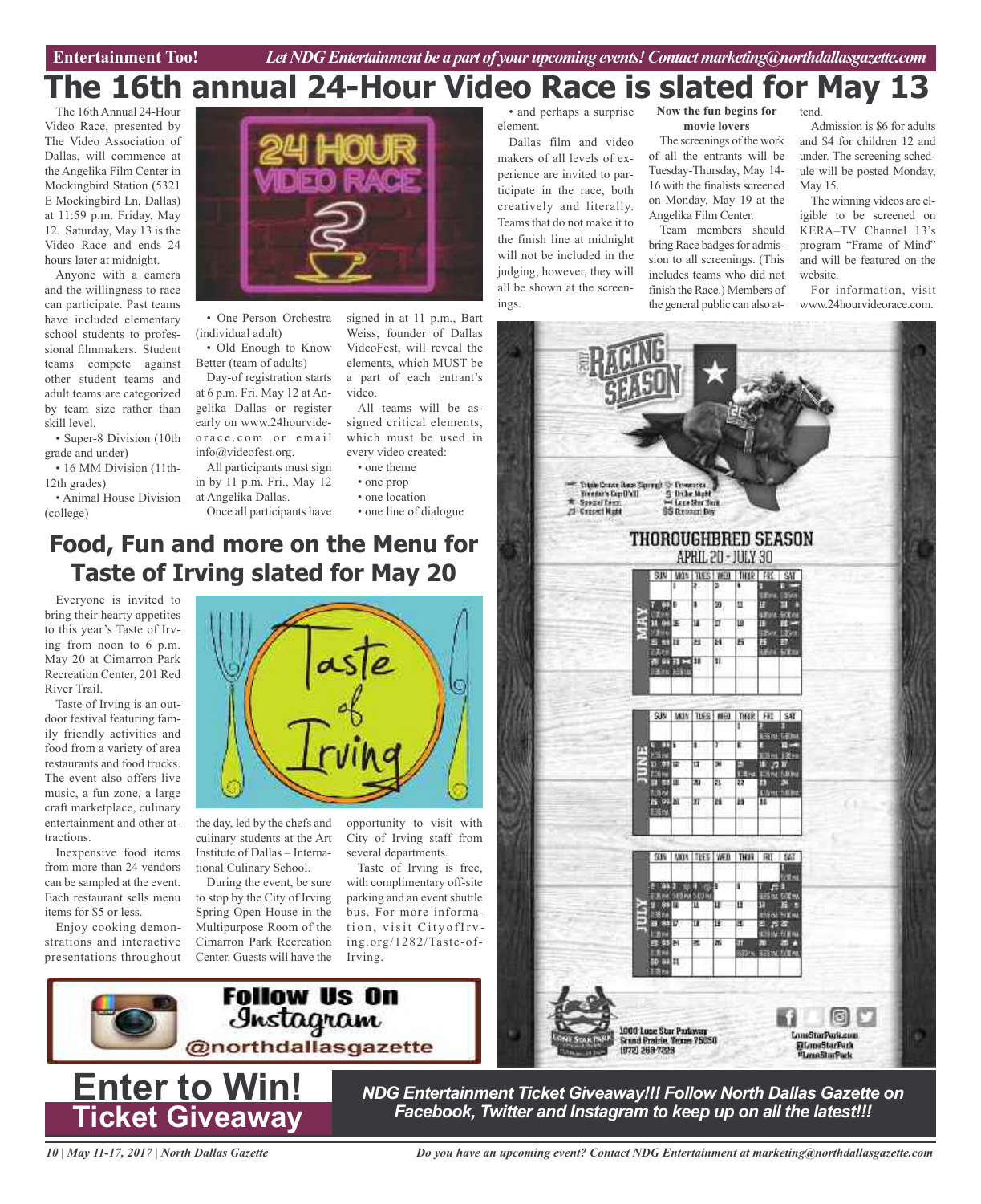Entertainment Too! *Let NDG Entertainment be a part of your upcoming events! Contact marketing@northdallasgazette.com*

# The 16th annual 24-Hour Video Race is slated for May 13

The 16th Annual 24-Hour Video Race, presented by The Video Association of Dallas, will commence at the Angelika Film Center in Mockingbird Station (5321 E Mockingbird Ln, Dallas) at 11:59 p.m. Friday, May 12. Saturday, May 13 is the Video Race and ends 24 hours later at midnight.

Anyone with a camera and the willingness to race can participate. Past teams have included elementary school students to professional filmmakers. Student teams compete against other student teams and adult teams are categorized by team size rather than skill level.

- Super-8 Division (10th grade and under)
- 16 MM Division (11th-12th grades)
- Animal House Division (college)
- One-Person Orchestra (individual adult)
- Old Enough to Know Better (team of adults)

Day-of registration starts at 6 p.m. Fri. May 12 at Angelika Dallas or register early on www.24hourvideorace.com or email info@videofest.org.

All participants must sign in by 11 p.m. Fri., May 12 at Angelika Dallas.

Once all participants have signed in at 11 p.m., Bart Weiss, founder of Dallas VideoFest, will reveal the elements, which MUST be a part of each entrant's video.

All teams will be assigned critical elements, which must be used in every video created:

- one theme
- one prop
- one location
- one line of dialogue
- and perhaps a surprise element.

Dallas film and video makers of all levels of experience are invited to participate in the race, both creatively and literally. Teams that do not make it to the finish line at midnight will not be included in the judging; however, they will all be shown at the screenings.

**Now the fun begins for movie lovers**

The screenings of the work of all the entrants will be Tuesday-Thursday, May 14-16 with the finalists screened on Monday, May 19 at the Angelika Film Center.

Team members should bring Race badges for admission to all screenings. (This includes teams who did not finish the Race.) Members of the general public can also attend.

Admission is $6 for adults and $4 for children 12 and under. The screening schedule will be posted Monday, May 15.

The winning videos are eligible to be screened on KERA–TV Channel 13's program "Frame of Mind" and will be featured on the website.

For information, visit www.24hourvideorace.com.

# Food, Fun and more on the Menu for Taste of Irving slated for May 20

Everyone is invited to bring their hearty appetites to this year's Taste of Irving from noon to 6 p.m. May 20 at Cimarron Park Recreation Center, 201 Red River Trail.

Taste of Irving is an outdoor festival featuring family friendly activities and food from a variety of area restaurants and food trucks. The event also offers live music, a fun zone, a large craft marketplace, culinary entertainment and other attractions.

Inexpensive food items from more than 24 vendors can be sampled at the event. Each restaurant sells menu items for $5 or less.

Enjoy cooking demonstrations and interactive presentations throughout the day, led by the chefs and culinary students at the Art Institute of Dallas – International Culinary School.

During the event, be sure to stop by the City of Irving Spring Open House in the Multipurpose Room of the Cimarron Park Recreation Center. Guests will have the opportunity to visit with City of Irving staff from several departments.

Taste of Irving is free, with complimentary off-site parking and an event shuttle bus. For more information, visit CityofIrving.org/1282/Taste-of-Irving.

Follow Us On Instagram @northdallasgazette

2017 RACING SEASON

THOROUGHBRED SEASON APRIL 20 - JULY 30

1000 Lone Star Parkway, Grand Prairie, Texas 75050 (972) 263-7223

LoneStarPark.com

# Enter to Win! Ticket Giveaway

*NDG Entertainment Ticket Giveaway!!! Follow North Dallas Gazette on Facebook, Twitter and Instagram to keep up on all the latest!!!*

*Do you have an upcoming event? Contact NDG Entertainment at marketing@northdallasgazette.com*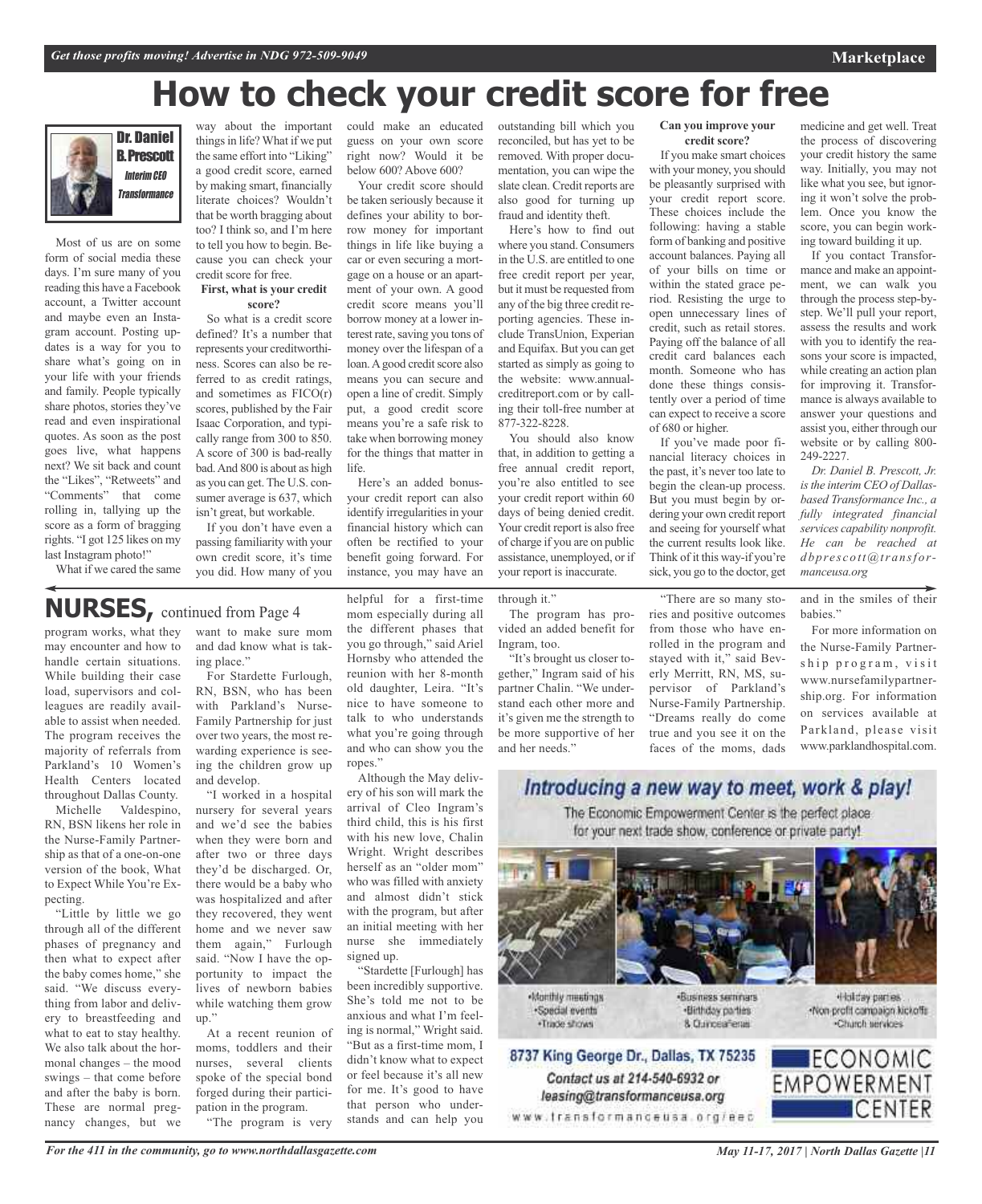# How to check your credit score for free

**Dr. Daniel B. Prescott**
*Interim CEO Transformance*

Most of us are on some form of social media these days. I'm sure many of you reading this have a Facebook account, a Twitter account and maybe even an Instagram account. Posting updates is a way for you to share what's going on in your life with your friends and family. People typically share photos, stories they've read and even inspirational quotes. As soon as the post goes live, what happens next? We sit back and count the "Likes", "Retweets" and "Comments" that come rolling in, tallying up the score as a form of bragging rights. "I got 125 likes on my last Instagram photo!"

What if we cared the same way about the important things in life? What if we put the same effort into "Liking" a good credit score, earned by making smart, financially literate choices? Wouldn't that be worth bragging about too? I think so, and I'm here to tell you how to begin. Because you can check your credit score for free.

**First, what is your credit score?**

So what is a credit score defined? It's a number that represents your creditworthiness. Scores can also be referred to as credit ratings, and sometimes as FICO(r) scores, published by the Fair Isaac Corporation, and typically range from 300 to 850. A score of 300 is bad-really bad. And 800 is about as high as you can get. The U.S. consumer average is 637, which isn't great, but workable.

If you don't have even a passing familiarity with your own credit score, it's time you did. How many of you could make an educated guess on your own score right now? Would it be below 600? Above 600?

Your credit score should be taken seriously because it defines your ability to borrow money for important things in life like buying a car or even securing a mortgage on a house or an apartment of your own. A good credit score means you'll borrow money at a lower interest rate, saving you tons of money over the lifespan of a loan. A good credit score also means you can secure and open a line of credit. Simply put, a good credit score means you're a safe risk to take when borrowing money for the things that matter in life.

Here's an added bonus-your credit report can also identify irregularities in your financial history which can often be rectified to your benefit going forward. For instance, you may have an outstanding bill which you reconciled, but has yet to be removed. With proper documentation, you can wipe the slate clean. Credit reports are also good for turning up fraud and identity theft.

Here's how to find out where you stand. Consumers in the U.S. are entitled to one free credit report per year, but it must be requested from any of the big three credit reporting agencies. These include TransUnion, Experian and Equifax. But you can get started as simply as going to the website: www.annualcreditreport.com or by calling their toll-free number at 877-322-8228.

You should also know that, in addition to getting a free annual credit report, you're also entitled to see your credit report within 60 days of being denied credit. Your credit report is also free of charge if you are on public assistance, unemployed, or if your report is inaccurate.

**Can you improve your credit score?**

If you make smart choices with your money, you should be pleasantly surprised with your credit report score. These choices include the following: having a stable form of banking and positive account balances. Paying all of your bills on time or within the stated grace period. Resisting the urge to open unnecessary lines of credit, such as retail stores. Paying off the balance of all credit card balances each month. Someone who has done these things consistently over a period of time can expect to receive a score of 680 or higher.

If you've made poor financial literacy choices in the past, it's never too late to begin the clean-up process. But you must begin by ordering your own credit report and seeing for yourself what the current results look like. Think of it this way-if you're sick, you go to the doctor, get medicine and get well. Treat the process of discovering your credit history the same way. Initially, you may not like what you see, but ignoring it won't solve the problem. Once you know the score, you can begin working toward building it up.

If you contact Transformance and make an appointment, we can walk you through the process step-by-step. We'll pull your report, assess the results and work with you to identify the reasons your score is impacted, while creating an action plan for improving it. Transformance is always available to answer your questions and assist you, either through our website or by calling 800-249-2227.

*Dr. Daniel B. Prescott, Jr. is the interim CEO of Dallas-based Transformance Inc., a fully integrated financial services capability nonprofit. He can be reached at dbprescott@transformanceusa.org*

# NURSES, continued from Page 4

program works, what they may encounter and how to handle certain situations. While building their case load, supervisors and colleagues are readily available to assist when needed. The program receives the majority of referrals from Parkland's 10 Women's Health Centers located throughout Dallas County.

Michelle Valdespino, RN, BSN likens her role in the Nurse-Family Partnership as that of a one-on-one version of the book, What to Expect While You're Expecting.

"Little by little we go through all of the different phases of pregnancy and then what to expect after the baby comes home," she said. "We discuss everything from labor and delivery to breastfeeding and what to eat to stay healthy. We also talk about the hormonal changes – the mood swings – that come before and after the baby is born. These are normal pregnancy changes, but we want to make sure mom and dad know what is taking place."

For Stardette Furlough, RN, BSN, who has been with Parkland's Nurse-Family Partnership for just over two years, the most rewarding experience is seeing the children grow up and develop.

"I worked in a hospital nursery for several years and we'd see the babies when they were born and after two or three days they'd be discharged. Or, there would be a baby who was hospitalized and after they recovered, they went home and we never saw them again," Furlough said. "Now I have the opportunity to impact the lives of newborn babies while watching them grow up."

At a recent reunion of moms, toddlers and their nurses, several clients spoke of the special bond forged during their participation in the program.

"The program is very helpful for a first-time mom especially during all the different phases that you go through," said Ariel Hornsby who attended the reunion with her 8-month old daughter, Leira. "It's nice to have someone to talk to who understands what you're going through and who can show you the ropes."

Although the May delivery of his son will mark the arrival of Cleo Ingram's third child, this is his first with his new love, Chalin Wright. Wright describes herself as an "older mom" who was filled with anxiety and almost didn't stick with the program, but after an initial meeting with her nurse she immediately signed up.

"Stardette [Furlough] has been incredibly supportive. She's told me not to be anxious and what I'm feeling is normal," Wright said. "But as a first-time mom, I didn't know what to expect or feel because it's all new for me. It's good to have that person who understands and can help you through it."

The program has provided an added benefit for Ingram, too.

"It's brought us closer together," Ingram said of his partner Chalin. "We understand each other more and it's given me the strength to be more supportive of her and her needs."

"There are so many stories and positive outcomes from those who have enrolled in the program and stayed with it," said Beverly Merritt, RN, MS, supervisor of Parkland's Nurse-Family Partnership. "Dreams really do come true and you see it on the faces of the moms, dads and in the smiles of their babies."

For more information on the Nurse-Family Partnership program, visit www.nursefamilypartnership.org. For information on services available at Parkland, please visit www.parklandhospital.com.

## Introducing a new way to meet, work & play!

The Economic Empowerment Center is the perfect place for your next trade show, conference or private party!

- Monthly meetings
- Special events
- Trade shows
- Business seminars
- Birthday parties
- & Quinceañeras
- Holiday parties
- Non-profit campaign kickoffs
- Church services

**8737 King George Dr., Dallas, TX 75235**

*Contact us at 214-540-6932 or leasing@transformanceusa.org*

www.transformanceusa.org/eec

ECONOMIC EMPOWERMENT CENTER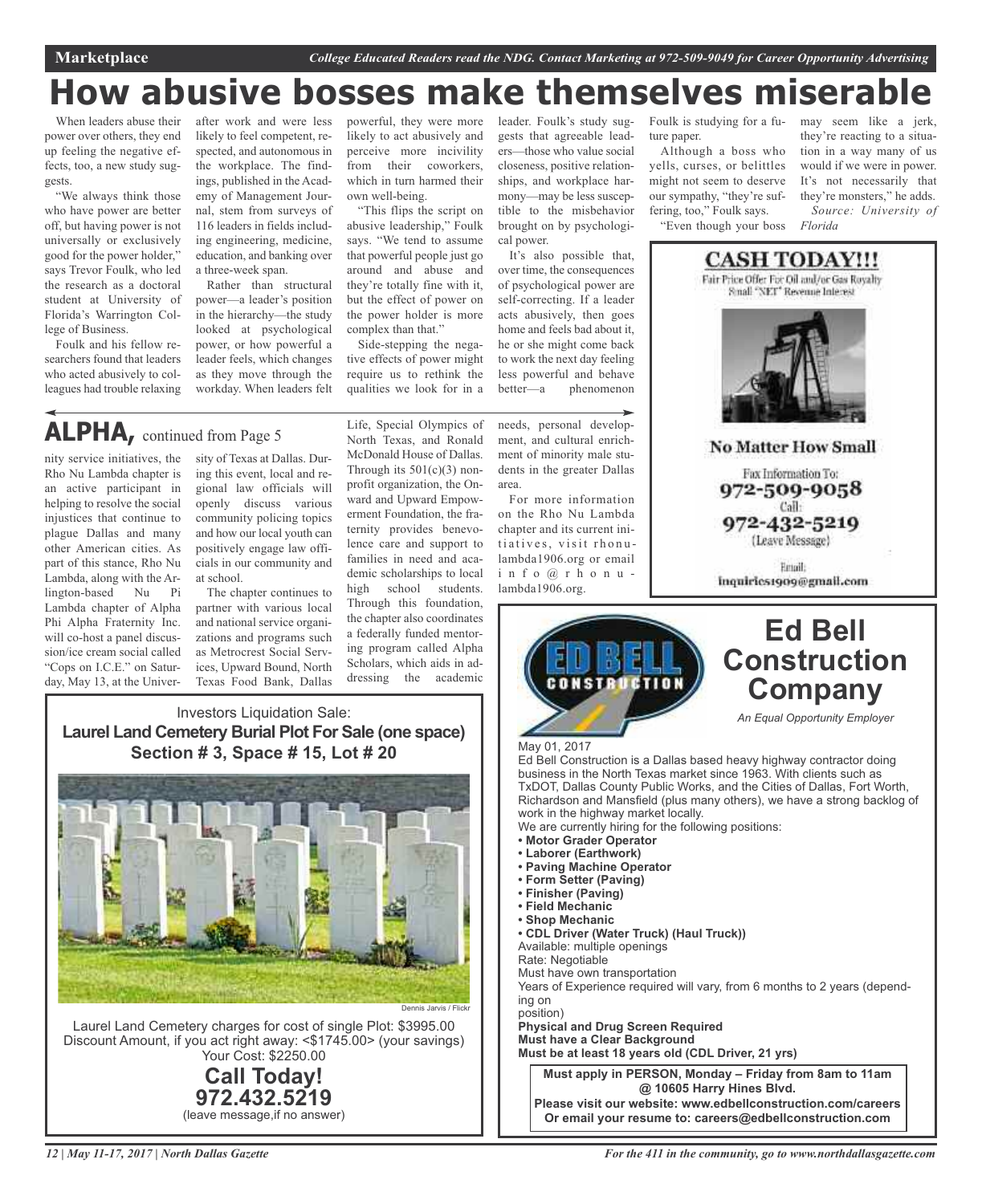# How abusive bosses make themselves miserable

When leaders abuse their power over others, they end up feeling the negative effects, too, a new study suggests.

"We always think those who have power are better off, but having power is not universally or exclusively good for the power holder," says Trevor Foulk, who led the research as a doctoral student at University of Florida's Warrington College of Business.

Foulk and his fellow researchers found that leaders who acted abusively to colleagues had trouble relaxing after work and were less likely to feel competent, respected, and autonomous in the workplace. The findings, published in the Academy of Management Journal, stem from surveys of 116 leaders in fields including engineering, medicine, education, and banking over a three-week span.

Rather than structural power—a leader's position in the hierarchy—the study looked at psychological power, or how powerful a leader feels, which changes as they move through the workday. When leaders felt powerful, they were more likely to act abusively and perceive more incivility from their coworkers, which in turn harmed their own well-being.

"This flips the script on abusive leadership," Foulk says. "We tend to assume that powerful people just go around and abuse and they're totally fine with it, but the effect of power on the power holder is more complex than that."

Side-stepping the negative effects of power might require us to rethink the qualities we look for in a leader. Foulk's study suggests that agreeable leaders—those who value social closeness, positive relationships, and workplace harmony—may be less susceptible to the misbehavior brought on by psychological power.

It's also possible that, over time, the consequences of psychological power are self-correcting. If a leader acts abusively, then goes home and feels bad about it, he or she might come back to work the next day feeling less powerful and behave better—a phenomenon Foulk is studying for a future paper.

Although a boss who yells, curses, or belittles might not seem to deserve our sympathy, "they're suffering, too," Foulk says.

"Even though your boss may seem like a jerk, they're reacting to a situation in a way many of us would if we were in power. It's not necessarily that they're monsters," he adds.

*Source: University of Florida*

# ALPHA, continued from Page 5

nity service initiatives, the Rho Nu Lambda chapter is an active participant in helping to resolve the social injustices that continue to plague Dallas and many other American cities. As part of this stance, Rho Nu Lambda, along with the Arlington-based Nu Pi Lambda chapter of Alpha Phi Alpha Fraternity Inc. will co-host a panel discussion/ice cream social called "Cops on I.C.E." on Saturday, May 13, at the University of Texas at Dallas. During this event, local and regional law officials will openly discuss various community policing topics and how our local youth can positively engage law officials in our community and at school.

The chapter continues to partner with various local and national service organizations and programs such as Metrocrest Social Services, Upward Bound, North Texas Food Bank, Dallas Life, Special Olympics of North Texas, and Ronald McDonald House of Dallas. Through its 501(c)(3) nonprofit organization, the Onward and Upward Empowerment Foundation, the fraternity provides benevolence care and support to families in need and academic scholarships to local high school students. Through this foundation, the chapter also coordinates a federally funded mentoring program called Alpha Scholars, which aids in addressing the academic needs, personal development, and cultural enrichment of minority male students in the greater Dallas area.

For more information on the Rho Nu Lambda chapter and its current initiatives, visit rhonulambda1906.org or email info@rhonulambda1906.org.

**CASH TODAY!!!**

Fair Price Offer For Oil and/or Gas Royalty
Small "NET" Revenue Interest

**No Matter How Small**

Fax Information To:
**972-509-9058**
Call:
**972-432-5219**
(Leave Message)

Email:
inquiries1909@gmail.com

Investors Liquidation Sale:
**Laurel Land Cemetery Burial Plot For Sale (one space)**
**Section # 3, Space # 15, Lot # 20**

Dennis Jarvis / Flickr

Laurel Land Cemetery charges for cost of single Plot: $3995.00
Discount Amount, if you act right away: <$1745.00> (your savings)
Your Cost: $2250.00

**Call Today!**
**972.432.5219**
(leave message,if no answer)

# Ed Bell Construction Company

*An Equal Opportunity Employer*

May 01, 2017

Ed Bell Construction is a Dallas based heavy highway contractor doing business in the North Texas market since 1963. With clients such as TxDOT, Dallas County Public Works, and the Cities of Dallas, Fort Worth, Richardson and Mansfield (plus many others), we have a strong backlog of work in the highway market locally.

We are currently hiring for the following positions:

- **Motor Grader Operator**
- **Laborer (Earthwork)**
- **Paving Machine Operator**
- **Form Setter (Paving)**
- **Finisher (Paving)**
- **Field Mechanic**
- **Shop Mechanic**
- **CDL Driver (Water Truck) (Haul Truck))**

Available: multiple openings
Rate: Negotiable
Must have own transportation
Years of Experience required will vary, from 6 months to 2 years (depending on position)
**Physical and Drug Screen Required**
**Must have a Clear Background**
**Must be at least 18 years old (CDL Driver, 21 yrs)**

**Must apply in PERSON, Monday – Friday from 8am to 11am @ 10605 Harry Hines Blvd.**
**Please visit our website: www.edbellconstruction.com/careers**
**Or email your resume to: careers@edbellconstruction.com**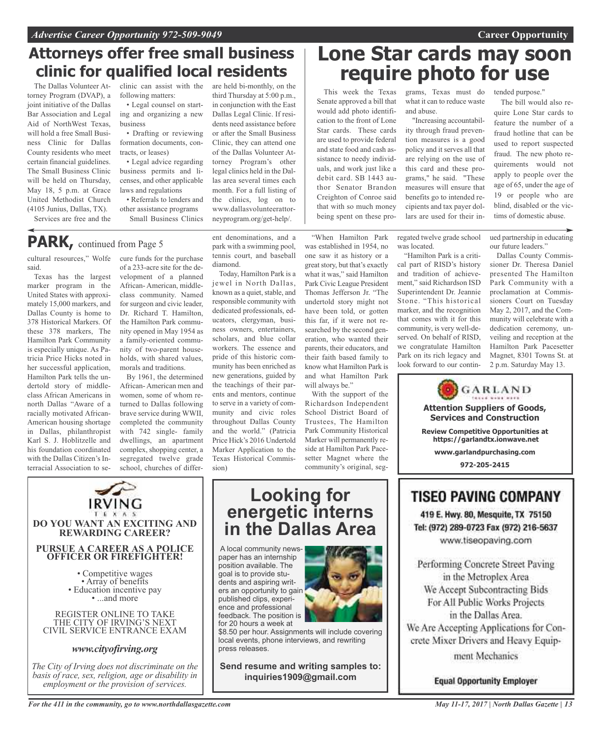## Attorneys offer free small business clinic for qualified local residents

The Dallas Volunteer Attorney Program (DVAP), a joint initiative of the Dallas Bar Association and Legal Aid of NorthWest Texas, will hold a free Small Business Clinic for Dallas County residents who meet certain financial guidelines. The Small Business Clinic will be held on Thursday, May 18, 5 p.m. at Grace United Methodist Church (4105 Junius, Dallas, TX).

Services are free and the clinic can assist with the following matters:

- Legal counsel on starting and organizing a new business
- Drafting or reviewing formation documents, contracts, or leases)
- Legal advice regarding business permits and licenses, and other applicable laws and regulations
- Referrals to lenders and other assistance programs

Small Business Clinics are held bi-monthly, on the third Thursday at 5:00 p.m., in conjunction with the East Dallas Legal Clinic. If residents need assistance before or after the Small Business Clinic, they can attend one of the Dallas Volunteer Attorney Program's other legal clinics held in the Dallas area several times each month. For a full listing of the clinics, log on to www.dallasvolunteerattorneyprogram.org/get-help/.

## Lone Star cards may soon require photo for use

This week the Texas Senate approved a bill that would add photo identification to the front of Lone Star cards. These cards are used to provide federal and state food and cash assistance to needy individuals, and work just like a debit card. SB 1443 author Senator Brandon Creighton of Conroe said that with so much money being spent on these programs, Texas must do what it can to reduce waste and abuse.

"Increasing accountability through fraud prevention measures is a good policy and it serves all that are relying on the use of this card and these programs," he said. "These measures will ensure that benefits go to intended recipients and tax payer dollars are used for their intended purpose."

The bill would also require Lone Star cards to feature the number of a fraud hotline that can be used to report suspected fraud. The new photo requirements would not apply to people over the age of 65, under the age of 19 or people who are blind, disabled or the victims of domestic abuse.

## PARK, continued from Page 5

cultural resources," Wolfe said.

Texas has the largest marker program in the United States with approximately 15,000 markers, and Dallas County is home to 378 Historical Markers. Of these 378 markers, The Hamilton Park Community is especially unique. As Patricia Price Hicks noted in her successful application, Hamilton Park tells the undertold story of middle-class African Americans in north Dallas "Aware of a racially motivated African-American housing shortage in Dallas, philanthropist Karl S. J. Hoblitzelle and his foundation coordinated with the Dallas Citizen's Interracial Association to secure funds for the purchase of a 233-acre site for the development of a planned African- American, middle-class community. Named for surgeon and civic leader, Dr. Richard T. Hamilton, the Hamilton Park community opened in May 1954 as a family-oriented community of two-parent households, with shared values, morals and traditions.

By 1961, the determined African- American men and women, some of whom returned to Dallas following brave service during WWII, completed the community with 742 single- family dwellings, an apartment complex, shopping center, a segregated twelve grade school, churches of different denominations, and a park with a swimming pool, tennis court, and baseball diamond.

Today, Hamilton Park is a jewel in North Dallas, known as a quiet, stable, and responsible community with dedicated professionals, educators, clergyman, business owners, entertainers, scholars, and blue collar workers. The essence and pride of this historic community has been enriched as new generations, guided by the teachings of their parents and mentors, continue to serve in a variety of community and civic roles throughout Dallas County and the world." (Patricia Price Hick's 2016 Undertold Marker Application to the Texas Historical Commission)

"When Hamilton Park was established in 1954, no one saw it as history or a great story, but that's exactly what it was," said Hamilton Park Civic League President Thomas Jefferson Jr. "The undertold story might not have been told, or gotten this far, if it were not researched by the second generation, who wanted their parents, their educators, and their faith based family to know what Hamilton Park is and what Hamilton Park will always be."

With the support of the Richardson Independent School District Board of Trustees, The Hamilton Park Community Historical Marker will permanently reside at Hamilton Park Pacesetter Magnet where the community's original, segregated twelve grade school was located.

"Hamilton Park is a critical part of RISD's history and tradition of achievement," said Richardson ISD Superintendent Dr. Jeannie Stone. "This historical marker, and the recognition that comes with it for this community, is very well-deserved. On behalf of RISD, we congratulate Hamilton Park on its rich legacy and look forward to our continued partnership in educating our future leaders."

Dallas County Commissioner Dr. Theresa Daniel presented The Hamilton Park Community with a proclamation at Commissioners Court on Tuesday May 2, 2017, and the Community will celebrate with a dedication ceremony, unveiling and reception at the Hamilton Park Pacesetter Magnet, 8301 Towns St. at 2 p.m. Saturday May 13.

GARLAND

**Attention Suppliers of Goods, Services and Construction**

**Review Competitive Opportunities at https://garlandtx.ionwave.net**

**www.garlandpurchasing.com**

**972-205-2415**

IRVING TEXAS

**DO YOU WANT AN EXCITING AND REWARDING CAREER?**

**PURSUE A CAREER AS A POLICE OFFICER OR FIREFIGHTER!**

- Competitive wages
- Array of benefits
- Education incentive pay
- ...and more

REGISTER ONLINE TO TAKE THE CITY OF IRVING'S NEXT CIVIL SERVICE ENTRANCE EXAM

***www.cityofirving.org***

*The City of Irving does not discriminate on the basis of race, sex, religion, age or disability in employment or the provision of services.*

## Looking for energetic interns in the Dallas Area

A local community newspaper has an internship position available. The goal is to provide students and aspiring writers an opportunity to gain published clips, experience and professional feedback. The position is for 20 hours a week at $8.50 per hour. Assignments will include covering local events, phone interviews, and rewriting press releases.

**Send resume and writing samples to: inquiries1909@gmail.com**

## TISEO PAVING COMPANY

**419 E. Hwy. 80, Mesquite, TX 75150**
**Tel: (972) 289-0723 Fax (972) 216-5637**
www.tiseopaving.com

Performing Concrete Street Paving in the Metroplex Area
We Accept Subcontracting Bids For All Public Works Projects in the Dallas Area.
We Are Accepting Applications for Concrete Mixer Drivers and Heavy Equipment Mechanics

**Equal Opportunity Employer**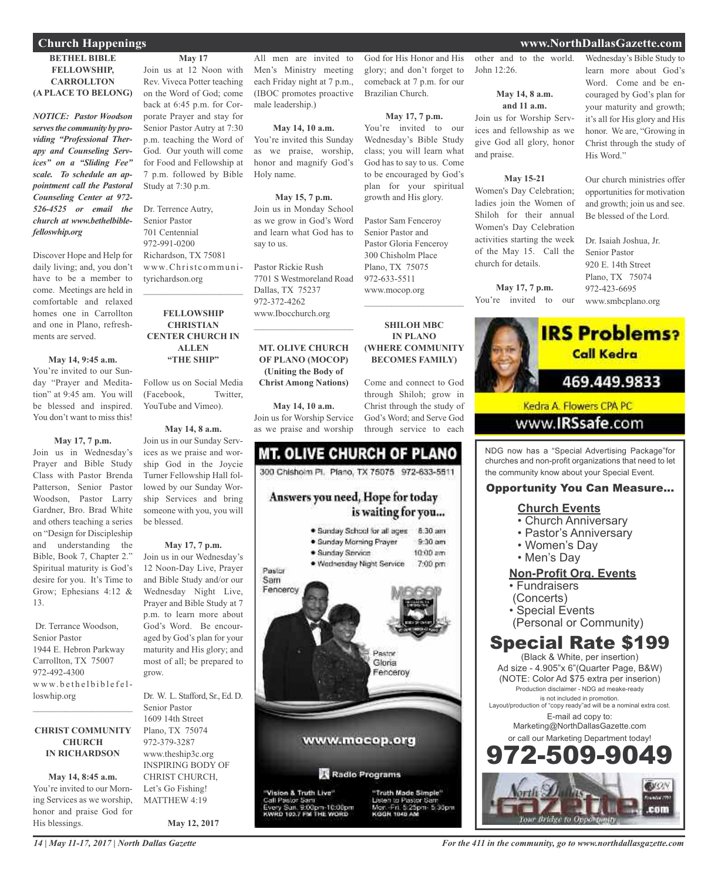## Church Happenings

### BETHEL BIBLE FELLOWSHIP, CARROLLTON (A PLACE TO BELONG)

***NOTICE: Pastor Woodson serves the community by providing "Professional Therapy and Counseling Services" on a "Sliding Fee" scale. To schedule an appointment call the Pastoral Counseling Center at 972-526-4525 or email the church at www.bethelbiblefelloswhip.org***

Discover Hope and Help for daily living; and, you don't have to be a member to come. Meetings are held in comfortable and relaxed homes one in Carrollton and one in Plano, refreshments are served.

**May 14, 9:45 a.m.**
You're invited to our Sunday "Prayer and Meditation" at 9:45 am. You will be blessed and inspired. You don't want to miss this!

**May 17, 7 p.m.**
Join us in Wednesday's Prayer and Bible Study Class with Pastor Brenda Patterson, Senior Pastor Woodson, Pastor Larry Gardner, Bro. Brad White and others teaching a series on "Design for Discipleship and understanding the Bible, Book 7, Chapter 2." Spiritual maturity is God's desire for you. It's Time to Grow; Ephesians 4:12 & 13.

Dr. Terrance Woodson,
Senior Pastor
1944 E. Hebron Parkway
Carrollton, TX 75007
972-492-4300
www.bethelbiblefelloswhip.org

---

### CHRIST COMMUNITY CHURCH IN RICHARDSON

**May 14, 8:45 a.m.**
You're invited to our Morning Services as we worship, honor and praise God for His blessings.

**May 17**
Join us at 12 Noon with Rev. Viveca Potter teaching on the Word of God; come back at 6:45 p.m. for Corporate Prayer and stay for Senior Pastor Autry at 7:30 p.m. teaching the Word of God. Our youth will come for Food and Fellowship at 7 p.m. followed by Bible Study at 7:30 p.m.

Dr. Terrence Autry,
Senior Pastor
701 Centennial
972-991-0200
Richardson, TX 75081
www.Christcommunityrichardson.org

---

### FELLOWSHIP CHRISTIAN CENTER CHURCH IN ALLEN "THE SHIP"

Follow us on Social Media (Facebook, Twitter, YouTube and Vimeo).

**May 14, 8 a.m.**
Join us in our Sunday Services as we praise and worship God in the Joycie Turner Fellowship Hall followed by our Sunday Worship Services and bring someone with you, you will be blessed.

**May 17, 7 p.m.**
Join us in our Wednesday's 12 Noon-Day Live, Prayer and Bible Study and/or our Wednesday Night Live, Prayer and Bible Study at 7 p.m. to learn more about God's Word. Be encouraged by God's plan for your maturity and His glory; and most of all; be prepared to grow.

Dr. W. L. Stafford, Sr., Ed. D.
Senior Pastor
1609 14th Street
Plano, TX 75074
972-379-3287
www.theship3c.org
INSPIRING BODY OF CHRIST CHURCH,
Let's Go Fishing!
MATTHEW 4:19

**May 12, 2017**
All men are invited to Men's Ministry meeting each Friday night at 7 p.m., (IBOC promotes proactive male leadership.)

**May 14, 10 a.m.**
You're invited this Sunday as we praise, worship, honor and magnify God's Holy name.

**May 15, 7 p.m.**
Join us in Monday School as we grow in God's Word and learn what God has to say to us.

Pastor Rickie Rush
7701 S Westmoreland Road
Dallas, TX 75237
972-372-4262
www.Ibocchurch.org

---

### MT. OLIVE CHURCH OF PLANO (MOCOP) (Uniting the Body of Christ Among Nations)

**May 14, 10 a.m.**
Join us for Worship Service as we praise and worship God for His Honor and His glory; and don't forget to comeback at 7 p.m. for our Brazilian Church.

**May 17, 7 p.m.**
You're invited to our Wednesday's Bible Study class; you will learn what God has to say to us. Come to be encouraged by God's plan for your spiritual growth and His glory.

Pastor Sam Fenceroy
Senior Pastor and
Pastor Gloria Fenceroy
300 Chisholm Place
Plano, TX 75075
972-633-5511
www.mocop.org

---

### SHILOH MBC IN PLANO (WHERE COMMUNITY BECOMES FAMILY)

Come and connect to God through Shiloh; grow in Christ through the study of God's Word; and Serve God through service to each other and to the world. John 12:26.

**May 14, 8 a.m. and 11 a.m.**
Join us for Worship Services and fellowship as we give God all glory, honor and praise.

**May 15-21**
Women's Day Celebration; ladies join the Women of Shiloh for their annual Women's Day Celebration activities starting the week of the May 15. Call the church for details.

**May 17, 7 p.m.**
You're invited to our Wednesday's Bible Study to learn more about God's Word. Come and be encouraged by God's plan for your maturity and growth; it's all for His glory and His honor. We are, "Growing in Christ through the study of His Word."

Our church ministries offer opportunities for motivation and growth; join us and see. Be blessed of the Lord.

Dr. Isaiah Joshua, Jr.
Senior Pastor
920 E. 14th Street
Plano, TX 75074
972-423-6695
www.smbcplano.org

---

**MT. OLIVE CHURCH OF PLANO**
300 Chisholm Pl. Plano, TX 75075 972-633-5511

Answers you need, Hope for today is waiting for you...

- Sunday School for all ages 8:30 am
- Sunday Morning Prayer 9:30 am
- Sunday Service 10:00 am
- Wednesday Night Service 7:00 pm

Pastor Sam Fenceroy
Pastor Gloria Fenceroy

www.mocop.org

Radio Programs

"Vision & Truth Live" Call Pastor Sam Every Sun. 9:00pm-10:00pm KWRD 103.7 FM THE WORD

"Truth Made Simple" Listen to Pastor Sam Mon.-Fri. 5:25pm- 5:30pm KGGR 1040 AM

---

**IRS Problems? Call Kedra**
469.449.9833
Kedra A. Flowers CPA PC
www.IRSsafe.com

---

NDG now has a "Special Advertising Package"for churches and non-profit organizations that need to let the community know about your Special Event.

**Opportunity You Can Measure...**

**Church Events**
- Church Anniversary
- Pastor's Anniversary
- Women's Day
- Men's Day

**Non-Profit Org. Events**
- Fundraisers (Concerts)
- Special Events (Personal or Community)

**Special Rate $199**
(Black & White, per insertion)
Ad size - 4.905"x 6"(Quarter Page, B&W)
(NOTE: Color Ad $75 extra per inserion)
Production disclaimer - NDG ad meake-ready is not included in promotion.
Layout/production of "copy ready"ad will be a nominal extra cost.
E-mail ad copy to:
Marketing@NorthDallasGazette.com
or call our Marketing Department today!
**972-509-9049**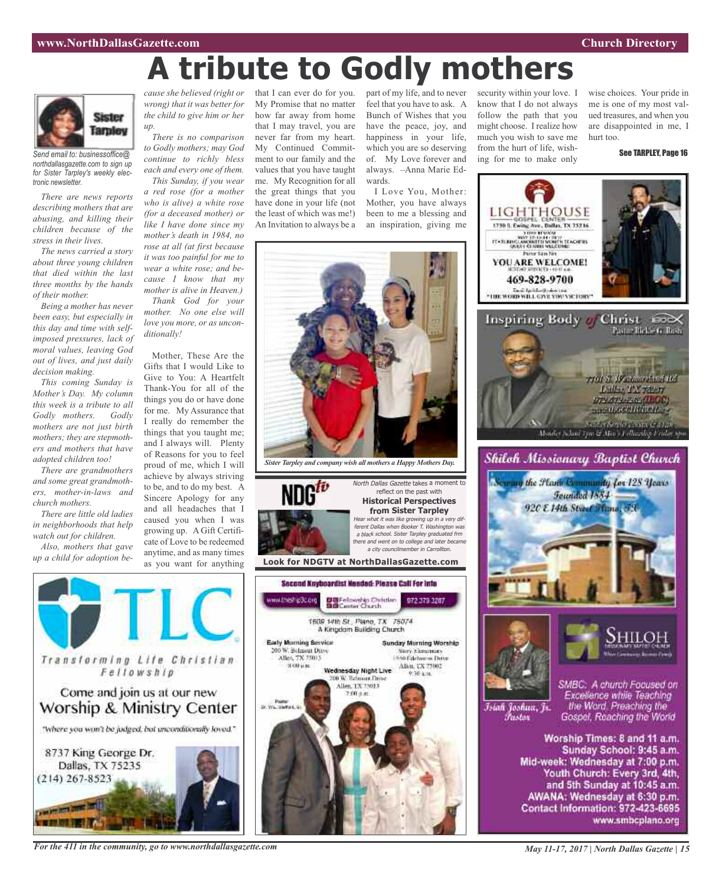# A tribute to Godly mothers

Sister Tarpley

*Send email to: businessoffice@northdallasgazette.com to sign up for Sister Tarpley's weekly electronic newsletter.*

*There are news reports describing mothers that are abusing, and killing their children because of the stress in their lives.*

*The news carried a story about three young children that died within the last three months by the hands of their mother.*

*Being a mother has never been easy, but especially in this day and time with self-imposed pressures, lack of moral values, leaving God out of lives, and just daily decision making.*

*This coming Sunday is Mother's Day. My column this week is a tribute to all Godly mothers. Godly mothers are not just birth mothers; they are stepmothers and mothers that have adopted children too!*

*There are grandmothers and some great grandmothers, mother-in-laws and church mothers.*

*There are little old ladies in neighborhoods that help watch out for children.*

*Also, mothers that gave up a child for adoption because she believed (right or wrong) that it was better for the child to give him or her up.*

*There is no comparison to Godly mothers; may God continue to richly bless each and every one of them.*

*This Sunday, if you wear a red rose (for a mother who is alive) a white rose (for a deceased mother) or like I have done since my mother's death in 1984, no rose at all (at first because it was too painful for me to wear a white rose; and because I know that my mother is alive in Heaven.)*

*Thank God for your mother. No one else will love you more, or as unconditionally!*

Mother, These Are the Gifts that I would Like to Give to You: A Heartfelt Thank-You for all of the things you do or have done for me. My Assurance that I really do remember the things that you taught me; and I always will. Plenty of Reasons for you to feel proud of me, which I will achieve by always striving to be, and to do my best. A Sincere Apology for any and all headaches that I caused you when I was growing up. A Gift Certificate of Love to be redeemed anytime, and as many times as you want for anything that I can ever do for you. My Promise that no matter how far away from home that I may travel, you are never far from my heart. My Continued Commitment to our family and the values that you have taught me. My Recognition for all the great things that you have done in your life (not the least of which was me!) An Invitation to always be a part of my life, and to never feel that you have to ask. A Bunch of Wishes that you have the peace, joy, and happiness in your life, which you are so deserving of. My Love forever and always. –Anna Marie Edwards.

I Love You, Mother: Mother, you have always been to me a blessing and an inspiration, giving me security within your love. I know that I do not always follow the path that you might choose. I realize how much you wish to save me from the hurt of life, wishing for me to make only wise choices. Your pride in me is one of my most valued treasures, and when you are disappointed in me, I hurt too.

See TARPLEY, Page 16

*Sister Tarpley and company wish all mothers a Happy Mothers Day.*

NDG tv

*North Dallas Gazette* takes a moment to reflect on the past with

**Historical Perspectives from Sister Tarpley**

*Hear what it was like growing up in a very different Dallas when Booker T. Washington was a black school. Sister Tarpley graduated frm there and went on to college and later became a city councilmember in Carrollton.*

**Look for NDGTV at NorthDallasGazette.com**

LIGHTHOUSE GOSPEL CENTER
1730 S. Ewing Ave., Dallas, TX 75216
YOU ARE WELCOME!
469-828-9700
"THE WORD WILL GIVE YOU VICTORY"

Inspiring Body of Christ
Pastor Rickie G. Rush
7701 S. Westmoreland Rd.
Dallas, TX 75237

Shiloh Missionary Baptist Church
Serving the Plano Community for 128 Years
Founded 1884
920 E 14th Street Plano, TX

SHILOH

Isiah Joshua, Jr.
Pastor

SMBC: A church Focused on Excellence while Teaching the Word. Preaching the Gospel, Reaching the World

Worship Times: 8 and 11 a.m.
Sunday School: 9:45 a.m.
Mid-week: Wednesday at 7:00 p.m.
Youth Church: Every 3rd, 4th, and 5th Sunday at 10:45 a.m.
AWANA: Wednesday at 6:30 p.m.
Contact Information: 972-423-6695
www.smbcplano.org

TLC
Transforming Life Christian Fellowship
Come and join us at our new Worship & Ministry Center
"Where you won't be judged, but unconditionally loved."
8737 King George Dr.
Dallas, TX 75235
(214) 267-8523

Second Keyboardist Needed: Please Call For Info
Fellowship Christian Center Church
972 379 3287
1609 14th St., Plano, TX 75074
A Kingdom Building Church

Early Morning Service
200 W. Belmont Drive
Allen, TX 75013
8:00 a.m.

Sunday Morning Worship
Story Elementary
1550 Edelweiss Drive
Allen, TX 75002
9:30 a.m.

Wednesday Night Live
200 W. Belmont Drive
Allen, TX 75013
7:00 p.m.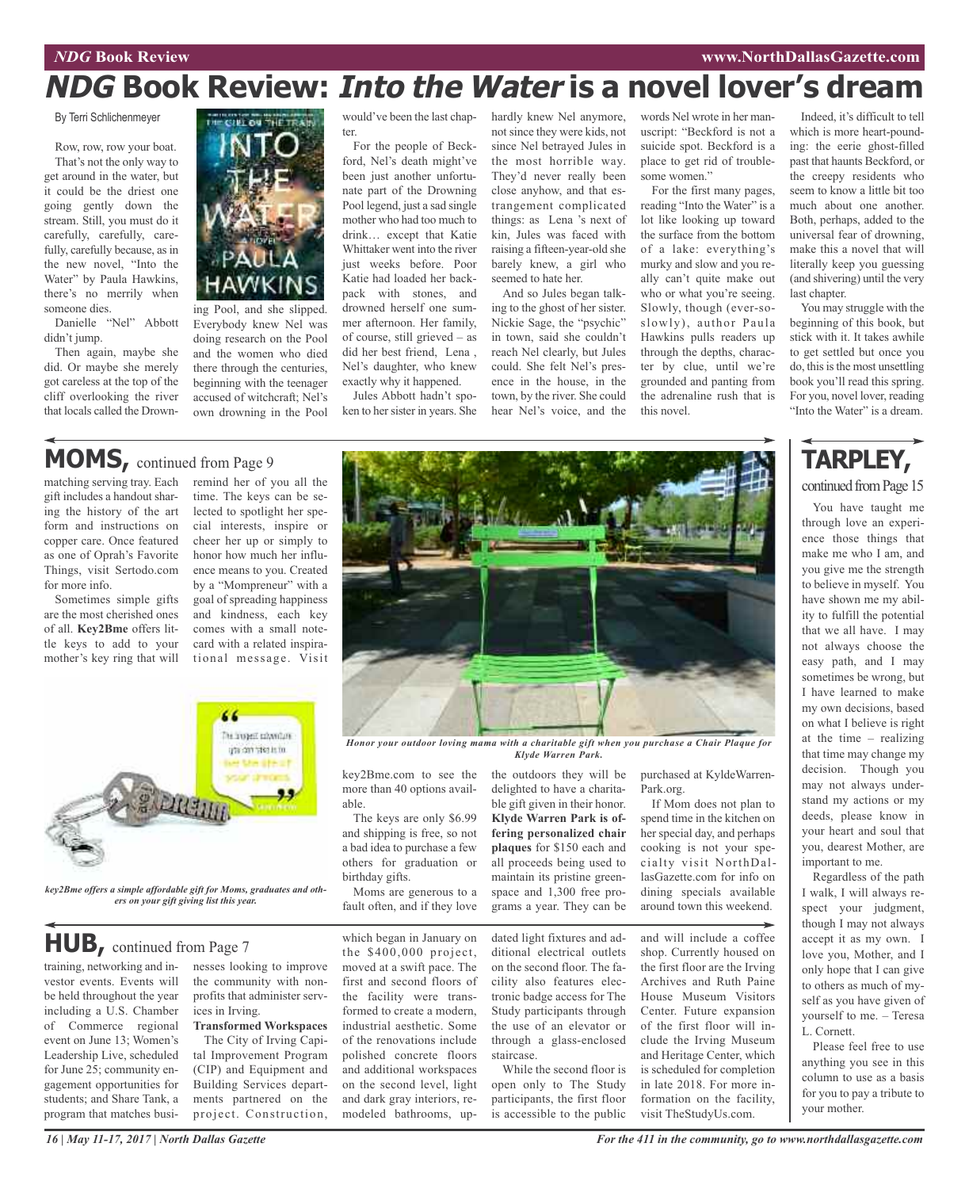# *NDG* Book Review: *Into the Water* is a novel lover's dream

By Terri Schlichenmeyer

Row, row, row your boat.

That's not the only way to get around in the water, but it could be the driest one going gently down the stream. Still, you must do it carefully, carefully, carefully, carefully because, as in the new novel, "Into the Water" by Paula Hawkins, there's no merrily when someone dies.

Danielle "Nel" Abbott didn't jump.

Then again, maybe she did. Or maybe she merely got careless at the top of the cliff overlooking the river that locals called the Drowning Pool, and she slipped. Everybody knew Nel was doing research on the Pool and the women who died there through the centuries, beginning with the teenager accused of witchcraft; Nel's own drowning in the Pool would've been the last chapter.

For the people of Beckford, Nel's death might've been just another unfortunate part of the Drowning Pool legend, just a sad single mother who had too much to drink… except that Katie Whittaker went into the river just weeks before. Poor Katie had loaded her backpack with stones, and drowned herself one summer afternoon. Her family, of course, still grieved – as did her best friend, Lena , Nel's daughter, who knew exactly why it happened.

Jules Abbott hadn't spoken to her sister in years. She hardly knew Nel anymore, not since they were kids, not since Nel betrayed Jules in the most horrible way. They'd never really been close anyhow, and that estrangement complicated things: as Lena 's next of kin, Jules was faced with raising a fifteen-year-old she barely knew, a girl who seemed to hate her.

And so Jules began talking to the ghost of her sister. Nickie Sage, the "psychic" in town, said she couldn't reach Nel clearly, but Jules could. She felt Nel's presence in the house, in the town, by the river. She could hear Nel's voice, and the words Nel wrote in her manuscript: "Beckford is not a suicide spot. Beckford is a place to get rid of troublesome women."

For the first many pages, reading "Into the Water" is a lot like looking up toward the surface from the bottom of a lake: everything's murky and slow and you really can't quite make out who or what you're seeing. Slowly, though (ever-so-slowly), author Paula Hawkins pulls readers up through the depths, character by clue, until we're grounded and panting from the adrenaline rush that is this novel.

Indeed, it's difficult to tell which is more heart-pounding: the eerie ghost-filled past that haunts Beckford, or the creepy residents who seem to know a little bit too much about one another. Both, perhaps, added to the universal fear of drowning, make this a novel that will literally keep you guessing (and shivering) until the very last chapter.

You may struggle with the beginning of this book, but stick with it. It takes awhile to get settled but once you do, this is the most unsettling book you'll read this spring. For you, novel lover, reading "Into the Water" is a dream.

## MOMS, continued from Page 9

matching serving tray. Each gift includes a handout sharing the history of the art form and instructions on copper care. Once featured as one of Oprah's Favorite Things, visit Sertodo.com for more info.

Sometimes simple gifts are the most cherished ones of all. **Key2Bme** offers little keys to add to your mother's key ring that will remind her of you all the time. The keys can be selected to spotlight her special interests, inspire or cheer her up or simply to honor how much her influence means to you. Created by a "Mompreneur" with a goal of spreading happiness and kindness, each key comes with a small notecard with a related inspirational message. Visit key2Bme.com to see the more than 40 options available.

*key2Bme offers a simple affordable gift for Moms, graduates and others on your gift giving list this year.*

The keys are only $6.99 and shipping is free, so not a bad idea to purchase a few others for graduation or birthday gifts.

Moms are generous to a fault often, and if they love the outdoors they will be delighted to have a charitable gift given in their honor. **Klyde Warren Park is offering personalized chair plaques** for $150 each and all proceeds being used to maintain its pristine greenspace and 1,300 free programs a year. They can be purchased at KyldeWarrenPark.org.

*Honor your outdoor loving mama with a charitable gift when you purchase a Chair Plaque for Klyde Warren Park.*

If Mom does not plan to spend time in the kitchen on her special day, and perhaps cooking is not your specialty visit NorthDallasGazette.com for info on dining specials available around town this weekend.

## TARPLEY, continued from Page 15

You have taught me through love an experience those things that make me who I am, and you give me the strength to believe in myself. You have shown me my ability to fulfill the potential that we all have. I may not always choose the easy path, and I may sometimes be wrong, but I have learned to make my own decisions, based on what I believe is right at the time – realizing that time may change my decision. Though you may not always understand my actions or my deeds, please know in your heart and soul that you, dearest Mother, are important to me.

Regardless of the path I walk, I will always respect your judgment, though I may not always accept it as my own. I love you, Mother, and I only hope that I can give to others as much of myself as you have given of yourself to me. – Teresa L. Cornett.

Please feel free to use anything you see in this column to use as a basis for you to pay a tribute to your mother.

## HUB, continued from Page 7

training, networking and investor events. Events will be held throughout the year including a U.S. Chamber of Commerce regional event on June 13; Women's Leadership Live, scheduled for June 25; community engagement opportunities for students; and Share Tank, a program that matches businesses looking to improve the community with nonprofits that administer services in Irving.

**Transformed Workspaces**

The City of Irving Capital Improvement Program (CIP) and Equipment and Building Services departments partnered on the project. Construction, which began in January on the $400,000 project, moved at a swift pace. The first and second floors of the facility were transformed to create a modern, industrial aesthetic. Some of the renovations include polished concrete floors and additional workspaces on the second level, light and dark gray interiors, remodeled bathrooms, updated light fixtures and additional electrical outlets on the second floor. The facility also features electronic badge access for The Study participants through the use of an elevator or through a glass-enclosed staircase.

While the second floor is open only to The Study participants, the first floor is accessible to the public and will include a coffee shop. Currently housed on the first floor are the Irving Archives and Ruth Paine House Museum Visitors Center. Future expansion of the first floor will include the Irving Museum and Heritage Center, which is scheduled for completion in late 2018. For more information on the facility, visit TheStudyUs.com.